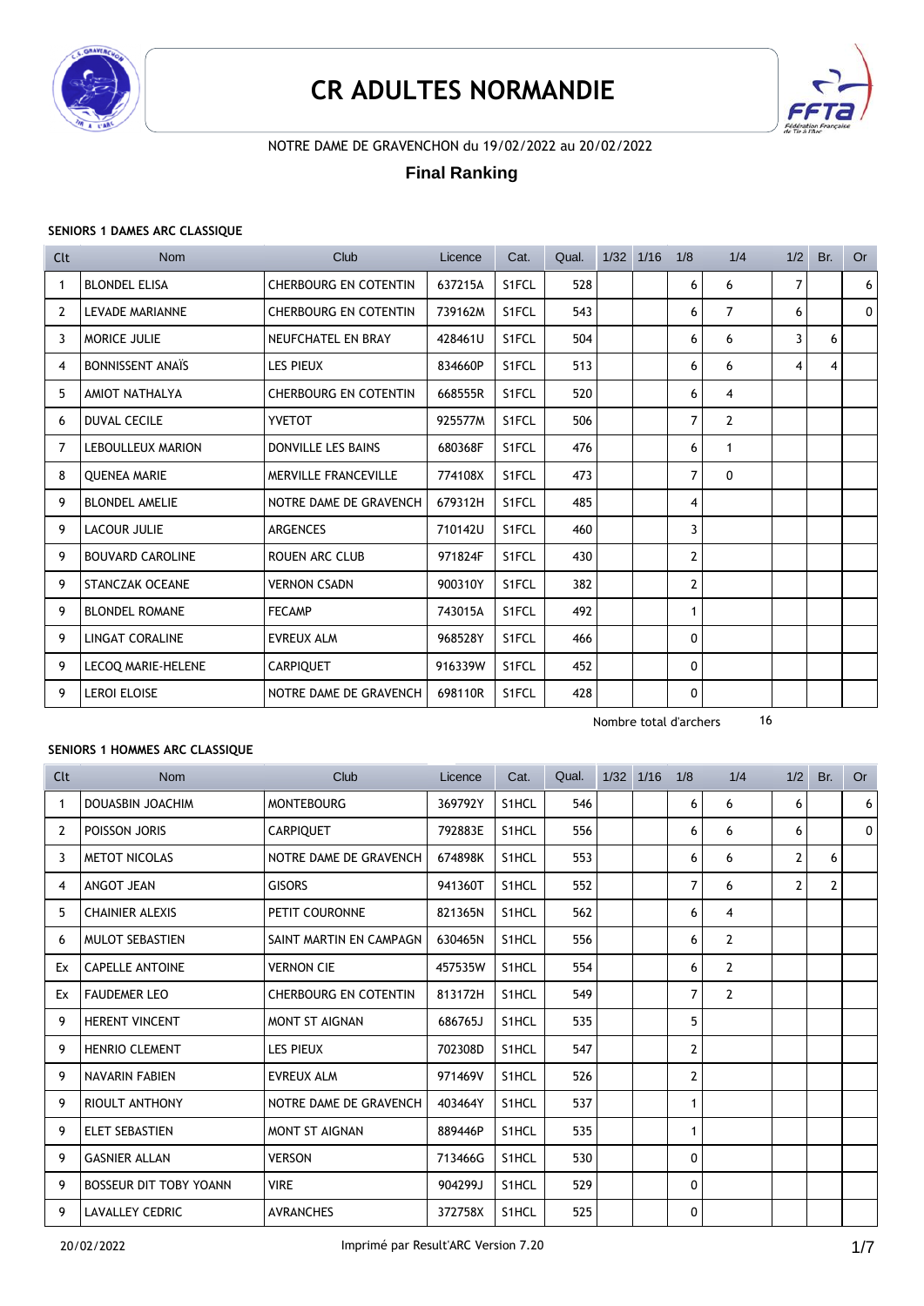# CR ADULTES NORMANDIE

NOTRE DAME DE GRAVENCHON du 19/02/2022 au 20/02/2022

## Final Ranking

### SENIORS 1 DAMES ARC CLASSIQUE

| Clt | Nom | Club | Licence | Cat. | Qual. | 1/32 | 1/16 | 1/8 | 1/4 | 1/2 | Br. | Or |
|---|---|---|---|---|---|---|---|---|---|---|---|---|
| 1 | BLONDEL ELISA | CHERBOURG EN COTENTIN | 637215A | S1FCL | 528 | | | 6 | 6 | 7 | | 6 |
| 2 | LEVADE MARIANNE | CHERBOURG EN COTENTIN | 739162M | S1FCL | 543 | | | 6 | 7 | 6 | | 0 |
| 3 | MORICE JULIE | NEUFCHATEL EN BRAY | 428461U | S1FCL | 504 | | | 6 | 6 | 3 | 6 | |
| 4 | BONNISSENT ANAÏS | LES PIEUX | 834660P | S1FCL | 513 | | | 6 | 6 | 4 | 4 | |
| 5 | AMIOT NATHALYA | CHERBOURG EN COTENTIN | 668555R | S1FCL | 520 | | | 6 | 4 | | | |
| 6 | DUVAL CECILE | YVETOT | 925577M | S1FCL | 506 | | | 7 | 2 | | | |
| 7 | LEBOULLEUX MARION | DONVILLE LES BAINS | 680368F | S1FCL | 476 | | | 6 | 1 | | | |
| 8 | QUENEA MARIE | MERVILLE FRANCEVILLE | 774108X | S1FCL | 473 | | | 7 | 0 | | | |
| 9 | BLONDEL AMELIE | NOTRE DAME DE GRAVENCH | 679312H | S1FCL | 485 | | | 4 | | | | |
| 9 | LACOUR JULIE | ARGENCES | 710142U | S1FCL | 460 | | | 3 | | | | |
| 9 | BOUVARD CAROLINE | ROUEN ARC CLUB | 971824F | S1FCL | 430 | | | 2 | | | | |
| 9 | STANCZAK OCEANE | VERNON CSADN | 900310Y | S1FCL | 382 | | | 2 | | | | |
| 9 | BLONDEL ROMANE | FECAMP | 743015A | S1FCL | 492 | | | 1 | | | | |
| 9 | LINGAT CORALINE | EVREUX ALM | 968528Y | S1FCL | 466 | | | 0 | | | | |
| 9 | LECOQ MARIE-HELENE | CARPIQUET | 916339W | S1FCL | 452 | | | 0 | | | | |
| 9 | LEROI ELOISE | NOTRE DAME DE GRAVENCH | 698110R | S1FCL | 428 | | | 0 | | | | |

Nombre total d'archers 16

### SENIORS 1 HOMMES ARC CLASSIQUE

| Clt | Nom | Club | Licence | Cat. | Qual. | 1/32 | 1/16 | 1/8 | 1/4 | 1/2 | Br. | Or |
|---|---|---|---|---|---|---|---|---|---|---|---|---|
| 1 | DOUASBIN JOACHIM | MONTEBOURG | 369792Y | S1HCL | 546 | | | 6 | 6 | 6 | | 6 |
| 2 | POISSON JORIS | CARPIQUET | 792883E | S1HCL | 556 | | | 6 | 6 | 6 | | 0 |
| 3 | METOT NICOLAS | NOTRE DAME DE GRAVENCH | 674898K | S1HCL | 553 | | | 6 | 6 | 2 | 6 | |
| 4 | ANGOT JEAN | GISORS | 941360T | S1HCL | 552 | | | 7 | 6 | 2 | 2 | |
| 5 | CHAINIER ALEXIS | PETIT COURONNE | 821365N | S1HCL | 562 | | | 6 | 4 | | | |
| 6 | MULOT SEBASTIEN | SAINT MARTIN EN CAMPAGN | 630465N | S1HCL | 556 | | | 6 | 2 | | | |
| Ex | CAPELLE ANTOINE | VERNON CIE | 457535W | S1HCL | 554 | | | 6 | 2 | | | |
| Ex | FAUDEMER LEO | CHERBOURG EN COTENTIN | 813172H | S1HCL | 549 | | | 7 | 2 | | | |
| 9 | HERENT VINCENT | MONT ST AIGNAN | 686765J | S1HCL | 535 | | | 5 | | | | |
| 9 | HENRIO CLEMENT | LES PIEUX | 702308D | S1HCL | 547 | | | 2 | | | | |
| 9 | NAVARIN FABIEN | EVREUX ALM | 971469V | S1HCL | 526 | | | 2 | | | | |
| 9 | RIOULT ANTHONY | NOTRE DAME DE GRAVENCH | 403464Y | S1HCL | 537 | | | 1 | | | | |
| 9 | ELET SEBASTIEN | MONT ST AIGNAN | 889446P | S1HCL | 535 | | | 1 | | | | |
| 9 | GASNIER ALLAN | VERSON | 713466G | S1HCL | 530 | | | 0 | | | | |
| 9 | BOSSEUR DIT TOBY YOANN | VIRE | 904299J | S1HCL | 529 | | | 0 | | | | |
| 9 | LAVALLEY CEDRIC | AVRANCHES | 372758X | S1HCL | 525 | | | 0 | | | | |

20/02/2022 Imprimé par Result'ARC Version 7.20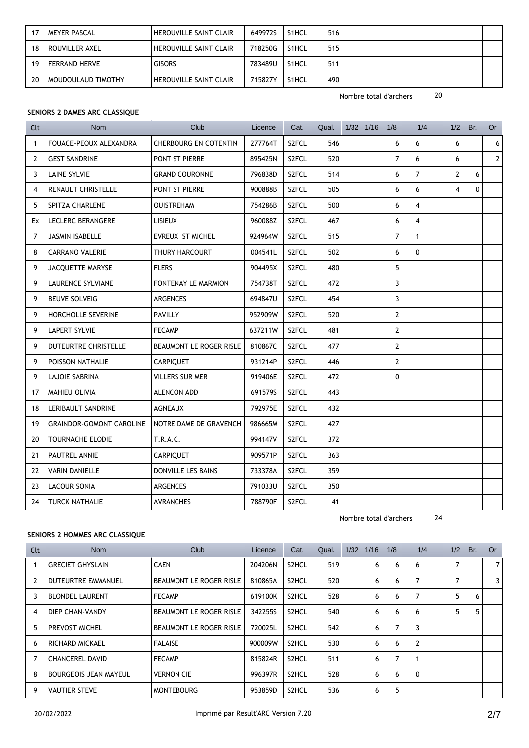| 17 | MEYER PASCAL | HEROUVILLE SAINT CLAIR | 649972S | S1HCL | 516 | | | | | | | |
|---|---|---|---|---|---|---|---|---|---|---|---|---|
| 18 | ROUVILLER AXEL | HEROUVILLE SAINT CLAIR | 718250G | S1HCL | 515 | | | | | | | |
| 19 | FERRAND HERVE | GISORS | 783489U | S1HCL | 511 | | | | | | | |
| 20 | MOUDOULAUD TIMOTHY | HEROUVILLE SAINT CLAIR | 715827Y | S1HCL | 490 | | | | | | | |

Nombre total d'archers 20

### SENIORS 2 DAMES ARC CLASSIQUE

| Clt | Nom | Club | Licence | Cat. | Qual. | 1/32 | 1/16 | 1/8 | 1/4 | 1/2 | Br. | Or |
|---|---|---|---|---|---|---|---|---|---|---|---|---|
| 1 | FOUACE-PEOUX ALEXANDRA | CHERBOURG EN COTENTIN | 277764T | S2FCL | 546 | | | 6 | 6 | 6 | | 6 |
| 2 | GEST SANDRINE | PONT ST PIERRE | 895425N | S2FCL | 520 | | | 7 | 6 | 6 | | 2 |
| 3 | LAINE SYLVIE | GRAND COURONNE | 796838D | S2FCL | 514 | | | 6 | 7 | 2 | 6 | |
| 4 | RENAULT CHRISTELLE | PONT ST PIERRE | 900888B | S2FCL | 505 | | | 6 | 6 | 4 | 0 | |
| 5 | SPITZA CHARLENE | OUISTREHAM | 754286B | S2FCL | 500 | | | 6 | 4 | | | |
| Ex | LECLERC BERANGERE | LISIEUX | 960088Z | S2FCL | 467 | | | 6 | 4 | | | |
| 7 | JASMIN ISABELLE | EVREUX ST MICHEL | 924964W | S2FCL | 515 | | | 7 | 1 | | | |
| 8 | CARRANO VALERIE | THURY HARCOURT | 004541L | S2FCL | 502 | | | 6 | 0 | | | |
| 9 | JACQUETTE MARYSE | FLERS | 904495X | S2FCL | 480 | | | 5 | | | | |
| 9 | LAURENCE SYLVIANE | FONTENAY LE MARMION | 754738T | S2FCL | 472 | | | 3 | | | | |
| 9 | BEUVE SOLVEIG | ARGENCES | 694847U | S2FCL | 454 | | | 3 | | | | |
| 9 | HORCHOLLE SEVERINE | PAVILLY | 952909W | S2FCL | 520 | | | 2 | | | | |
| 9 | LAPERT SYLVIE | FECAMP | 637211W | S2FCL | 481 | | | 2 | | | | |
| 9 | DUTEURTRE CHRISTELLE | BEAUMONT LE ROGER RISLE | 810867C | S2FCL | 477 | | | 2 | | | | |
| 9 | POISSON NATHALIE | CARPIQUET | 931214P | S2FCL | 446 | | | 2 | | | | |
| 9 | LAJOIE SABRINA | VILLERS SUR MER | 919406E | S2FCL | 472 | | | 0 | | | | |
| 17 | MAHIEU OLIVIA | ALENCON ADD | 691579S | S2FCL | 443 | | | | | | | |
| 18 | LERIBAULT SANDRINE | AGNEAUX | 792975E | S2FCL | 432 | | | | | | | |
| 19 | GRAINDOR-GOMONT CAROLINE | NOTRE DAME DE GRAVENCH | 986665M | S2FCL | 427 | | | | | | | |
| 20 | TOURNACHE ELODIE | T.R.A.C. | 994147V | S2FCL | 372 | | | | | | | |
| 21 | PAUTREL ANNIE | CARPIQUET | 909571P | S2FCL | 363 | | | | | | | |
| 22 | VARIN DANIELLE | DONVILLE LES BAINS | 733378A | S2FCL | 359 | | | | | | | |
| 23 | LACOUR SONIA | ARGENCES | 791033U | S2FCL | 350 | | | | | | | |
| 24 | TURCK NATHALIE | AVRANCHES | 788790F | S2FCL | 41 | | | | | | | |

Nombre total d'archers 24

### SENIORS 2 HOMMES ARC CLASSIQUE

| Clt | Nom | Club | Licence | Cat. | Qual. | 1/32 | 1/16 | 1/8 | 1/4 | 1/2 | Br. | Or |
|---|---|---|---|---|---|---|---|---|---|---|---|---|
| 1 | GRECIET GHYSLAIN | CAEN | 204206N | S2HCL | 519 | | 6 | 6 | 6 | 7 | | 7 |
| 2 | DUTEURTRE EMMANUEL | BEAUMONT LE ROGER RISLE | 810865A | S2HCL | 520 | | 6 | 6 | 7 | 7 | | 3 |
| 3 | BLONDEL LAURENT | FECAMP | 619100K | S2HCL | 528 | | 6 | 6 | 7 | 5 | 6 | |
| 4 | DIEP CHAN-VANDY | BEAUMONT LE ROGER RISLE | 342255S | S2HCL | 540 | | 6 | 6 | 6 | 5 | 5 | |
| 5 | PREVOST MICHEL | BEAUMONT LE ROGER RISLE | 720025L | S2HCL | 542 | | 6 | 7 | 3 | | | |
| 6 | RICHARD MICKAEL | FALAISE | 900009W | S2HCL | 530 | | 6 | 6 | 2 | | | |
| 7 | CHANCEREL DAVID | FECAMP | 815824R | S2HCL | 511 | | 6 | 7 | 1 | | | |
| 8 | BOURGEOIS JEAN MAYEUL | VERNON CIE | 996397R | S2HCL | 528 | | 6 | 6 | 0 | | | |
| 9 | VAUTIER STEVE | MONTEBOURG | 953859D | S2HCL | 536 | | 6 | 5 | | | | |

20/02/2022 Imprimé par Result'ARC Version 7.20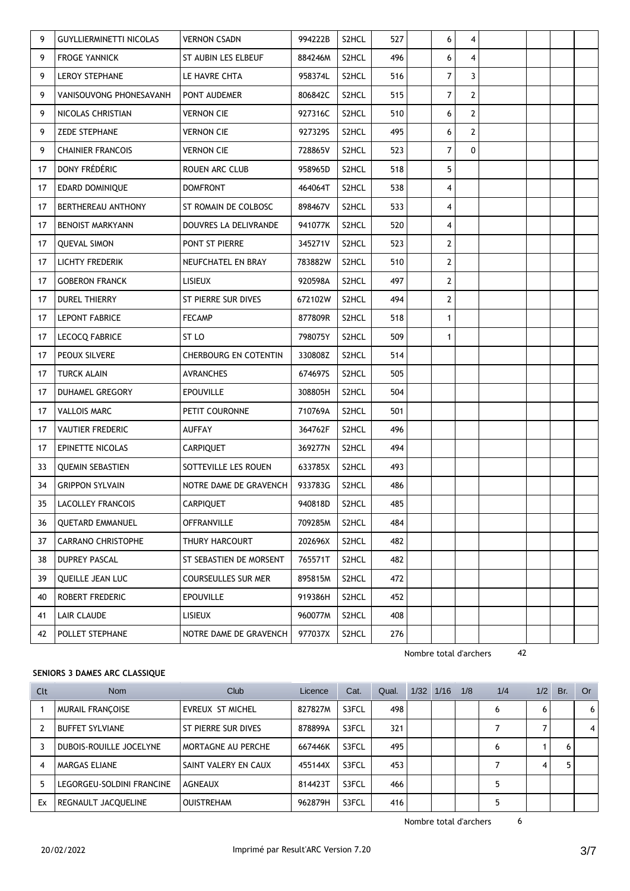| Clt | Nom | Club | Licence | Cat. | Qual. | 1/32 | 1/16 | 1/8 | 1/4 | 1/2 | Br. | Or |
|---|---|---|---|---|---|---|---|---|---|---|---|---|
| 9 | GUYLLIERMINETTI NICOLAS | VERNON CSADN | 994222B | S2HCL | 527 | | 6 | 4 | | | | |
| 9 | FROGE YANNICK | ST AUBIN LES ELBEUF | 884246M | S2HCL | 496 | | 6 | 4 | | | | |
| 9 | LEROY STEPHANE | LE HAVRE CHTA | 958374L | S2HCL | 516 | | 7 | 3 | | | | |
| 9 | VANISOUVONG PHONESAVANH | PONT AUDEMER | 806842C | S2HCL | 515 | | 7 | 2 | | | | |
| 9 | NICOLAS CHRISTIAN | VERNON CIE | 927316C | S2HCL | 510 | | 6 | 2 | | | | |
| 9 | ZEDE STEPHANE | VERNON CIE | 927329S | S2HCL | 495 | | 6 | 2 | | | | |
| 9 | CHAINIER FRANCOIS | VERNON CIE | 728865V | S2HCL | 523 | | 7 | 0 | | | | |
| 17 | DONY FRÉDÉRIC | ROUEN ARC CLUB | 958965D | S2HCL | 518 | | 5 | | | | | |
| 17 | EDARD DOMINIQUE | DOMFRONT | 464064T | S2HCL | 538 | | 4 | | | | | |
| 17 | BERTHEREAU ANTHONY | ST ROMAIN DE COLBOSC | 898467V | S2HCL | 533 | | 4 | | | | | |
| 17 | BENOIST MARKYANN | DOUVRES LA DELIVRANDE | 941077K | S2HCL | 520 | | 4 | | | | | |
| 17 | QUEVAL SIMON | PONT ST PIERRE | 345271V | S2HCL | 523 | | 2 | | | | | |
| 17 | LICHTY FREDERIK | NEUFCHATEL EN BRAY | 783882W | S2HCL | 510 | | 2 | | | | | |
| 17 | GOBERON FRANCK | LISIEUX | 920598A | S2HCL | 497 | | 2 | | | | | |
| 17 | DUREL THIERRY | ST PIERRE SUR DIVES | 672102W | S2HCL | 494 | | 2 | | | | | |
| 17 | LEPONT FABRICE | FECAMP | 877809R | S2HCL | 518 | | 1 | | | | | |
| 17 | LECOCQ FABRICE | ST LO | 798075Y | S2HCL | 509 | | 1 | | | | | |
| 17 | PEOUX SILVERE | CHERBOURG EN COTENTIN | 330808Z | S2HCL | 514 | | | | | | | |
| 17 | TURCK ALAIN | AVRANCHES | 674697S | S2HCL | 505 | | | | | | | |
| 17 | DUHAMEL GREGORY | EPOUVILLE | 308805H | S2HCL | 504 | | | | | | | |
| 17 | VALLOIS MARC | PETIT COURONNE | 710769A | S2HCL | 501 | | | | | | | |
| 17 | VAUTIER FREDERIC | AUFFAY | 364762F | S2HCL | 496 | | | | | | | |
| 17 | EPINETTE NICOLAS | CARPIQUET | 369277N | S2HCL | 494 | | | | | | | |
| 33 | QUEMIN SEBASTIEN | SOTTEVILLE LES ROUEN | 633785X | S2HCL | 493 | | | | | | | |
| 34 | GRIPPON SYLVAIN | NOTRE DAME DE GRAVENCH | 933783G | S2HCL | 486 | | | | | | | |
| 35 | LACOLLEY FRANCOIS | CARPIQUET | 940818D | S2HCL | 485 | | | | | | | |
| 36 | QUETARD EMMANUEL | OFFRANVILLE | 709285M | S2HCL | 484 | | | | | | | |
| 37 | CARRANO CHRISTOPHE | THURY HARCOURT | 202696X | S2HCL | 482 | | | | | | | |
| 38 | DUPREY PASCAL | ST SEBASTIEN DE MORSENT | 765571T | S2HCL | 482 | | | | | | | |
| 39 | QUEILLE JEAN LUC | COURSEULLES SUR MER | 895815M | S2HCL | 472 | | | | | | | |
| 40 | ROBERT FREDERIC | EPOUVILLE | 919386H | S2HCL | 452 | | | | | | | |
| 41 | LAIR CLAUDE | LISIEUX | 960077M | S2HCL | 408 | | | | | | | |
| 42 | POLLET STEPHANE | NOTRE DAME DE GRAVENCH | 977037X | S2HCL | 276 | | | | | | | |

Nombre total d'archers 42

**SENIORS 3 DAMES ARC CLASSIQUE**

| Clt | Nom | Club | Licence | Cat. | Qual. | 1/32 | 1/16 | 1/8 | 1/4 | 1/2 | Br. | Or |
|---|---|---|---|---|---|---|---|---|---|---|---|---|
| 1 | MURAIL FRANÇOISE | EVREUX ST MICHEL | 827827M | S3FCL | 498 | | | | 6 | 6 | | 6 |
| 2 | BUFFET SYLVIANE | ST PIERRE SUR DIVES | 878899A | S3FCL | 321 | | | | 7 | 7 | | 4 |
| 3 | DUBOIS-ROUILLE JOCELYNE | MORTAGNE AU PERCHE | 667446K | S3FCL | 495 | | | | 6 | 1 | 6 | |
| 4 | MARGAS ELIANE | SAINT VALERY EN CAUX | 455144X | S3FCL | 453 | | | | 7 | 4 | 5 | |
| 5 | LEGORGEU-SOLDINI FRANCINE | AGNEAUX | 814423T | S3FCL | 466 | | | | 5 | | | |
| Ex | REGNAULT JACQUELINE | OUISTREHAM | 962879H | S3FCL | 416 | | | | 5 | | | |

Nombre total d'archers 6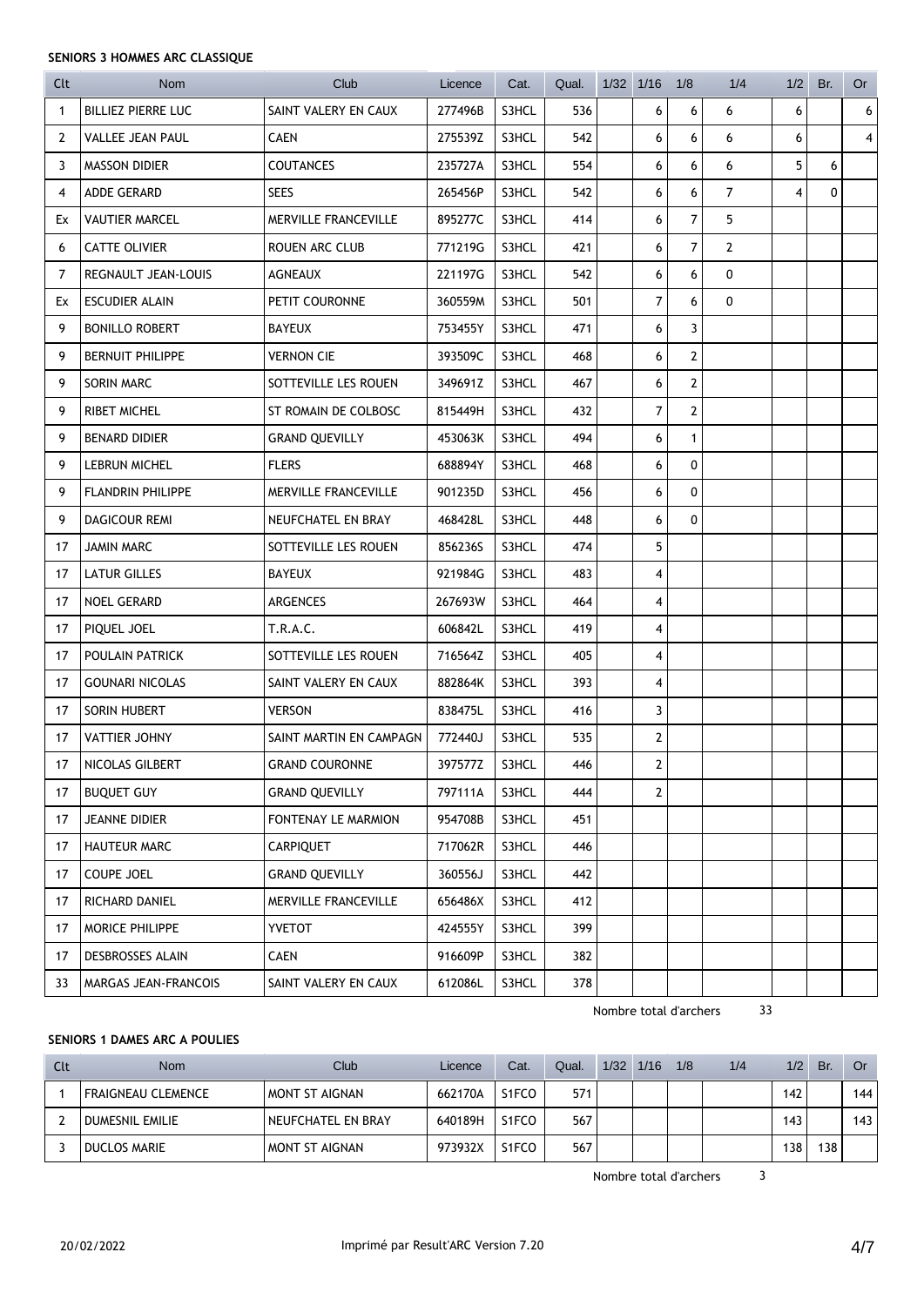**SENIORS 3 HOMMES ARC CLASSIQUE**

| Clt | Nom | Club | Licence | Cat. | Qual. | 1/32 | 1/16 | 1/8 | 1/4 | 1/2 | Br. | Or |
|---|---|---|---|---|---|---|---|---|---|---|---|---|
| 1 | BILLIEZ PIERRE LUC | SAINT VALERY EN CAUX | 277496B | S3HCL | 536 | | 6 | 6 | 6 | 6 | | 6 |
| 2 | VALLEE JEAN PAUL | CAEN | 275539Z | S3HCL | 542 | | 6 | 6 | 6 | 6 | | 4 |
| 3 | MASSON DIDIER | COUTANCES | 235727A | S3HCL | 554 | | 6 | 6 | 6 | 5 | 6 | |
| 4 | ADDE GERARD | SEES | 265456P | S3HCL | 542 | | 6 | 6 | 7 | 4 | 0 | |
| Ex | VAUTIER MARCEL | MERVILLE FRANCEVILLE | 895277C | S3HCL | 414 | | 6 | 7 | 5 | | | |
| 6 | CATTE OLIVIER | ROUEN ARC CLUB | 771219G | S3HCL | 421 | | 6 | 7 | 2 | | | |
| 7 | REGNAULT JEAN-LOUIS | AGNEAUX | 221197G | S3HCL | 542 | | 6 | 6 | 0 | | | |
| Ex | ESCUDIER ALAIN | PETIT COURONNE | 360559M | S3HCL | 501 | | 7 | 6 | 0 | | | |
| 9 | BONILLO ROBERT | BAYEUX | 753455Y | S3HCL | 471 | | 6 | 3 | | | | |
| 9 | BERNUIT PHILIPPE | VERNON CIE | 393509C | S3HCL | 468 | | 6 | 2 | | | | |
| 9 | SORIN MARC | SOTTEVILLE LES ROUEN | 349691Z | S3HCL | 467 | | 6 | 2 | | | | |
| 9 | RIBET MICHEL | ST ROMAIN DE COLBOSC | 815449H | S3HCL | 432 | | 7 | 2 | | | | |
| 9 | BENARD DIDIER | GRAND QUEVILLY | 453063K | S3HCL | 494 | | 6 | 1 | | | | |
| 9 | LEBRUN MICHEL | FLERS | 688894Y | S3HCL | 468 | | 6 | 0 | | | | |
| 9 | FLANDRIN PHILIPPE | MERVILLE FRANCEVILLE | 901235D | S3HCL | 456 | | 6 | 0 | | | | |
| 9 | DAGICOUR REMI | NEUFCHATEL EN BRAY | 468428L | S3HCL | 448 | | 6 | 0 | | | | |
| 17 | JAMIN MARC | SOTTEVILLE LES ROUEN | 856236S | S3HCL | 474 | | 5 | | | | | |
| 17 | LATUR GILLES | BAYEUX | 921984G | S3HCL | 483 | | 4 | | | | | |
| 17 | NOEL GERARD | ARGENCES | 267693W | S3HCL | 464 | | 4 | | | | | |
| 17 | PIQUEL JOEL | T.R.A.C. | 606842L | S3HCL | 419 | | 4 | | | | | |
| 17 | POULAIN PATRICK | SOTTEVILLE LES ROUEN | 716564Z | S3HCL | 405 | | 4 | | | | | |
| 17 | GOUNARI NICOLAS | SAINT VALERY EN CAUX | 882864K | S3HCL | 393 | | 4 | | | | | |
| 17 | SORIN HUBERT | VERSON | 838475L | S3HCL | 416 | | 3 | | | | | |
| 17 | VATTIER JOHNY | SAINT MARTIN EN CAMPAGN | 772440J | S3HCL | 535 | | 2 | | | | | |
| 17 | NICOLAS GILBERT | GRAND COURONNE | 397577Z | S3HCL | 446 | | 2 | | | | | |
| 17 | BUQUET GUY | GRAND QUEVILLY | 797111A | S3HCL | 444 | | 2 | | | | | |
| 17 | JEANNE DIDIER | FONTENAY LE MARMION | 954708B | S3HCL | 451 | | | | | | | |
| 17 | HAUTEUR MARC | CARPIQUET | 717062R | S3HCL | 446 | | | | | | | |
| 17 | COUPE JOEL | GRAND QUEVILLY | 360556J | S3HCL | 442 | | | | | | | |
| 17 | RICHARD DANIEL | MERVILLE FRANCEVILLE | 656486X | S3HCL | 412 | | | | | | | |
| 17 | MORICE PHILIPPE | YVETOT | 424555Y | S3HCL | 399 | | | | | | | |
| 17 | DESBROSSES ALAIN | CAEN | 916609P | S3HCL | 382 | | | | | | | |
| 33 | MARGAS JEAN-FRANCOIS | SAINT VALERY EN CAUX | 612086L | S3HCL | 378 | | | | | | | |

Nombre total d'archers 33

**SENIORS 1 DAMES ARC A POULIES**

| Clt | Nom | Club | Licence | Cat. | Qual. | 1/32 | 1/16 | 1/8 | 1/4 | 1/2 | Br. | Or |
|---|---|---|---|---|---|---|---|---|---|---|---|---|
| 1 | FRAIGNEAU CLEMENCE | MONT ST AIGNAN | 662170A | S1FCO | 571 | | | | | 142 | | 144 |
| 2 | DUMESNIL EMILIE | NEUFCHATEL EN BRAY | 640189H | S1FCO | 567 | | | | | 143 | | 143 |
| 3 | DUCLOS MARIE | MONT ST AIGNAN | 973932X | S1FCO | 567 | | | | | 138 | 138 | |

Nombre total d'archers 3

20/02/2022 Imprimé par Result'ARC Version 7.20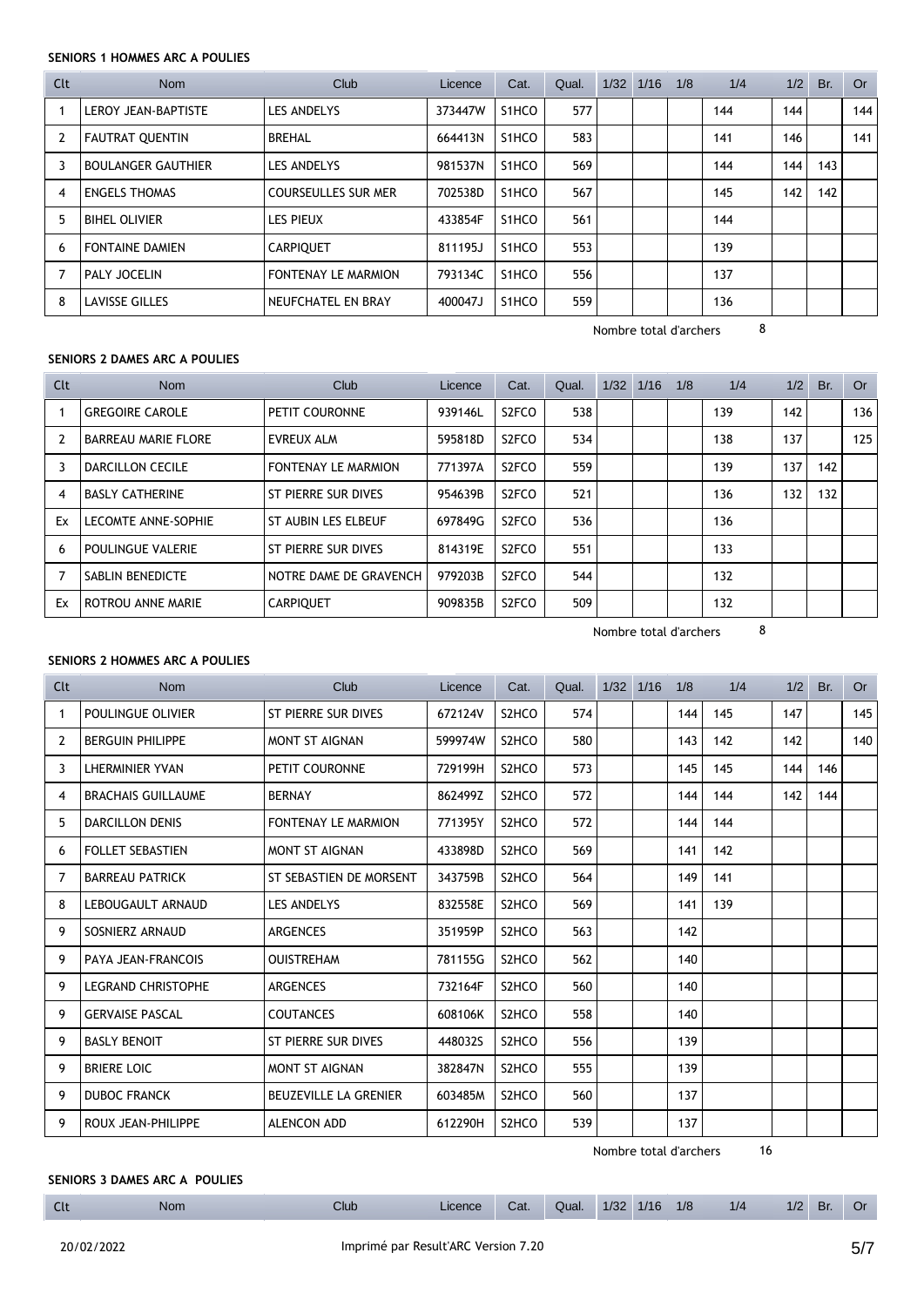**SENIORS 1 HOMMES ARC A POULIES**

| Clt | Nom | Club | Licence | Cat. | Qual. | 1/32 | 1/16 | 1/8 | 1/4 | 1/2 | Br. | Or |
|---|---|---|---|---|---|---|---|---|---|---|---|---|
| 1 | LEROY JEAN-BAPTISTE | LES ANDELYS | 373447W | S1HCO | 577 | | | | 144 | 144 | | 144 |
| 2 | FAUTRAT QUENTIN | BREHAL | 664413N | S1HCO | 583 | | | | 141 | 146 | | 141 |
| 3 | BOULANGER GAUTHIER | LES ANDELYS | 981537N | S1HCO | 569 | | | | 144 | 144 | 143 | |
| 4 | ENGELS THOMAS | COURSEULLES SUR MER | 702538D | S1HCO | 567 | | | | 145 | 142 | 142 | |
| 5 | BIHEL OLIVIER | LES PIEUX | 433854F | S1HCO | 561 | | | | 144 | | | |
| 6 | FONTAINE DAMIEN | CARPIQUET | 811195J | S1HCO | 553 | | | | 139 | | | |
| 7 | PALY JOCELIN | FONTENAY LE MARMION | 793134C | S1HCO | 556 | | | | 137 | | | |
| 8 | LAVISSE GILLES | NEUFCHATEL EN BRAY | 400047J | S1HCO | 559 | | | | 136 | | | |

Nombre total d'archers 8

**SENIORS 2 DAMES ARC A POULIES**

| Clt | Nom | Club | Licence | Cat. | Qual. | 1/32 | 1/16 | 1/8 | 1/4 | 1/2 | Br. | Or |
|---|---|---|---|---|---|---|---|---|---|---|---|---|
| 1 | GREGOIRE CAROLE | PETIT COURONNE | 939146L | S2FCO | 538 | | | | 139 | 142 | | 136 |
| 2 | BARREAU MARIE FLORE | EVREUX ALM | 595818D | S2FCO | 534 | | | | 138 | 137 | | 125 |
| 3 | DARCILLON CECILE | FONTENAY LE MARMION | 771397A | S2FCO | 559 | | | | 139 | 137 | 142 | |
| 4 | BASLY CATHERINE | ST PIERRE SUR DIVES | 954639B | S2FCO | 521 | | | | 136 | 132 | 132 | |
| Ex | LECOMTE ANNE-SOPHIE | ST AUBIN LES ELBEUF | 697849G | S2FCO | 536 | | | | 136 | | | |
| 6 | POULINGUE VALERIE | ST PIERRE SUR DIVES | 814319E | S2FCO | 551 | | | | 133 | | | |
| 7 | SABLIN BENEDICTE | NOTRE DAME DE GRAVENCH | 979203B | S2FCO | 544 | | | | 132 | | | |
| Ex | ROTROU ANNE MARIE | CARPIQUET | 909835B | S2FCO | 509 | | | | 132 | | | |

Nombre total d'archers 8

**SENIORS 2 HOMMES ARC A POULIES**

| Clt | Nom | Club | Licence | Cat. | Qual. | 1/32 | 1/16 | 1/8 | 1/4 | 1/2 | Br. | Or |
|---|---|---|---|---|---|---|---|---|---|---|---|---|
| 1 | POULINGUE OLIVIER | ST PIERRE SUR DIVES | 672124V | S2HCO | 574 | | | 144 | 145 | 147 | | 145 |
| 2 | BERGUIN PHILIPPE | MONT ST AIGNAN | 599974W | S2HCO | 580 | | | 143 | 142 | 142 | | 140 |
| 3 | LHERMINIER YVAN | PETIT COURONNE | 729199H | S2HCO | 573 | | | 145 | 145 | 144 | 146 | |
| 4 | BRACHAIS GUILLAUME | BERNAY | 862499Z | S2HCO | 572 | | | 144 | 144 | 142 | 144 | |
| 5 | DARCILLON DENIS | FONTENAY LE MARMION | 771395Y | S2HCO | 572 | | | 144 | 144 | | | |
| 6 | FOLLET SEBASTIEN | MONT ST AIGNAN | 433898D | S2HCO | 569 | | | 141 | 142 | | | |
| 7 | BARREAU PATRICK | ST SEBASTIEN DE MORSENT | 343759B | S2HCO | 564 | | | 149 | 141 | | | |
| 8 | LEBOUGAULT ARNAUD | LES ANDELYS | 832558E | S2HCO | 569 | | | 141 | 139 | | | |
| 9 | SOSNIERZ ARNAUD | ARGENCES | 351959P | S2HCO | 563 | | | 142 | | | | |
| 9 | PAYA JEAN-FRANCOIS | OUISTREHAM | 781155G | S2HCO | 562 | | | 140 | | | | |
| 9 | LEGRAND CHRISTOPHE | ARGENCES | 732164F | S2HCO | 560 | | | 140 | | | | |
| 9 | GERVAISE PASCAL | COUTANCES | 608106K | S2HCO | 558 | | | 140 | | | | |
| 9 | BASLY BENOIT | ST PIERRE SUR DIVES | 448032S | S2HCO | 556 | | | 139 | | | | |
| 9 | BRIERE LOIC | MONT ST AIGNAN | 382847N | S2HCO | 555 | | | 139 | | | | |
| 9 | DUBOC FRANCK | BEUZEVILLE LA GRENIER | 603485M | S2HCO | 560 | | | 137 | | | | |
| 9 | ROUX JEAN-PHILIPPE | ALENCON ADD | 612290H | S2HCO | 539 | | | 137 | | | | |

Nombre total d'archers 16

**SENIORS 3 DAMES ARC A POULIES**

| Clt | Nom | Club | Licence | Cat. | Qual. | 1/32 | 1/16 | 1/8 | 1/4 | 1/2 | Br. | Or |
|---|---|---|---|---|---|---|---|---|---|---|---|---|

20/02/2022 Imprimé par Result'ARC Version 7.20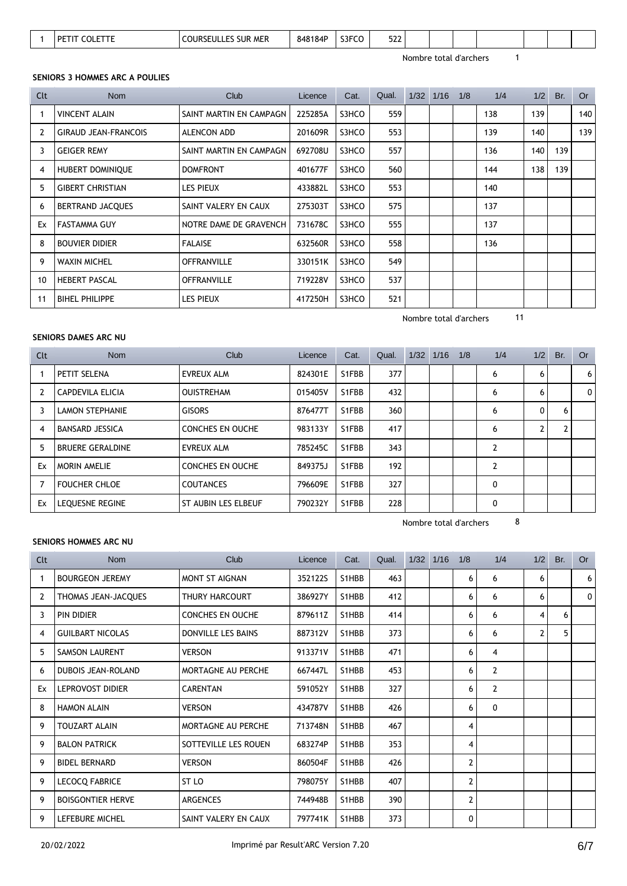| 1 | PETIT COLETTE | COURSEULLES SUR MER | 848184P | S3FCO | 522 | | | | | | | |
|---|---|---|---|---|---|---|---|---|---|---|---|---|

Nombre total d'archers 1

### SENIORS 3 HOMMES ARC A POULIES

| Clt | Nom | Club | Licence | Cat. | Qual. | 1/32 | 1/16 | 1/8 | 1/4 | 1/2 | Br. | Or |
|---|---|---|---|---|---|---|---|---|---|---|---|---|
| 1 | VINCENT ALAIN | SAINT MARTIN EN CAMPAGN | 225285A | S3HCO | 559 | | | | 138 | 139 | | 140 |
| 2 | GIRAUD JEAN-FRANCOIS | ALENCON ADD | 201609R | S3HCO | 553 | | | | 139 | 140 | | 139 |
| 3 | GEIGER REMY | SAINT MARTIN EN CAMPAGN | 692708U | S3HCO | 557 | | | | 136 | 140 | 139 | |
| 4 | HUBERT DOMINIQUE | DOMFRONT | 401677F | S3HCO | 560 | | | | 144 | 138 | 139 | |
| 5 | GIBERT CHRISTIAN | LES PIEUX | 433882L | S3HCO | 553 | | | | 140 | | | |
| 6 | BERTRAND JACQUES | SAINT VALERY EN CAUX | 275303T | S3HCO | 575 | | | | 137 | | | |
| Ex | FASTAMMA GUY | NOTRE DAME DE GRAVENCH | 731678C | S3HCO | 555 | | | | 137 | | | |
| 8 | BOUVIER DIDIER | FALAISE | 632560R | S3HCO | 558 | | | | 136 | | | |
| 9 | WAXIN MICHEL | OFFRANVILLE | 330151K | S3HCO | 549 | | | | | | | |
| 10 | HEBERT PASCAL | OFFRANVILLE | 719228V | S3HCO | 537 | | | | | | | |
| 11 | BIHEL PHILIPPE | LES PIEUX | 417250H | S3HCO | 521 | | | | | | | |

Nombre total d'archers 11

### SENIORS DAMES ARC NU

| Clt | Nom | Club | Licence | Cat. | Qual. | 1/32 | 1/16 | 1/8 | 1/4 | 1/2 | Br. | Or |
|---|---|---|---|---|---|---|---|---|---|---|---|---|
| 1 | PETIT SELENA | EVREUX ALM | 824301E | S1FBB | 377 | | | | 6 | 6 | | 6 |
| 2 | CAPDEVILA ELICIA | OUISTREHAM | 015405V | S1FBB | 432 | | | | 6 | 6 | | 0 |
| 3 | LAMON STEPHANIE | GISORS | 876477T | S1FBB | 360 | | | | 6 | 0 | 6 | |
| 4 | BANSARD JESSICA | CONCHES EN OUCHE | 983133Y | S1FBB | 417 | | | | 6 | 2 | 2 | |
| 5 | BRUERE GERALDINE | EVREUX ALM | 785245C | S1FBB | 343 | | | | 2 | | | |
| Ex | MORIN AMELIE | CONCHES EN OUCHE | 849375J | S1FBB | 192 | | | | 2 | | | |
| 7 | FOUCHER CHLOE | COUTANCES | 796609E | S1FBB | 327 | | | | 0 | | | |
| Ex | LEQUESNE REGINE | ST AUBIN LES ELBEUF | 790232Y | S1FBB | 228 | | | | 0 | | | |

Nombre total d'archers 8

### SENIORS HOMMES ARC NU

| Clt | Nom | Club | Licence | Cat. | Qual. | 1/32 | 1/16 | 1/8 | 1/4 | 1/2 | Br. | Or |
|---|---|---|---|---|---|---|---|---|---|---|---|---|
| 1 | BOURGEON JEREMY | MONT ST AIGNAN | 352122S | S1HBB | 463 | | | 6 | 6 | 6 | | 6 |
| 2 | THOMAS JEAN-JACQUES | THURY HARCOURT | 386927Y | S1HBB | 412 | | | 6 | 6 | 6 | | 0 |
| 3 | PIN DIDIER | CONCHES EN OUCHE | 879611Z | S1HBB | 414 | | | 6 | 6 | 4 | 6 | |
| 4 | GUILBART NICOLAS | DONVILLE LES BAINS | 887312V | S1HBB | 373 | | | 6 | 6 | 2 | 5 | |
| 5 | SAMSON LAURENT | VERSON | 913371V | S1HBB | 471 | | | 6 | 4 | | | |
| 6 | DUBOIS JEAN-ROLAND | MORTAGNE AU PERCHE | 667447L | S1HBB | 453 | | | 6 | 2 | | | |
| Ex | LEPROVOST DIDIER | CARENTAN | 591052Y | S1HBB | 327 | | | 6 | 2 | | | |
| 8 | HAMON ALAIN | VERSON | 434787V | S1HBB | 426 | | | 6 | 0 | | | |
| 9 | TOUZART ALAIN | MORTAGNE AU PERCHE | 713748N | S1HBB | 467 | | | 4 | | | | |
| 9 | BALON PATRICK | SOTTEVILLE LES ROUEN | 683274P | S1HBB | 353 | | | 4 | | | | |
| 9 | BIDEL BERNARD | VERSON | 860504F | S1HBB | 426 | | | 2 | | | | |
| 9 | LECOCQ FABRICE | ST LO | 798075Y | S1HBB | 407 | | | 2 | | | | |
| 9 | BOISGONTIER HERVE | ARGENCES | 744948B | S1HBB | 390 | | | 2 | | | | |
| 9 | LEFEBURE MICHEL | SAINT VALERY EN CAUX | 797741K | S1HBB | 373 | | | 0 | | | | |

20/02/2022 Imprimé par Result'ARC Version 7.20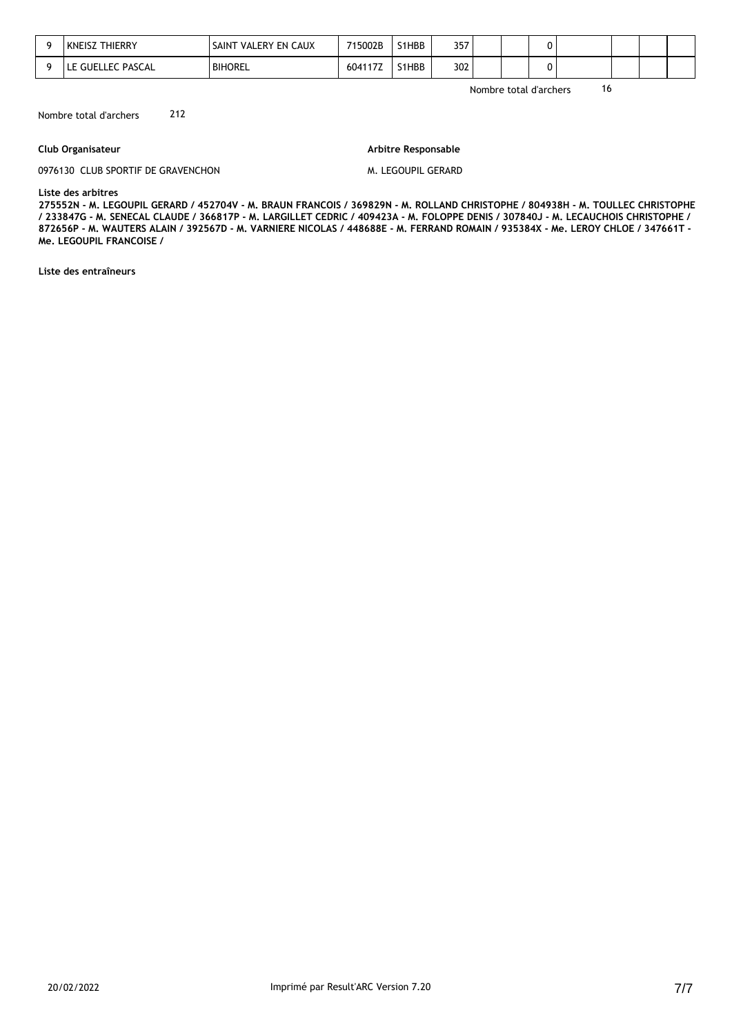| 9 | KNEISZ THIERRY | SAINT VALERY EN CAUX | 715002B | S1HBB | 357 | | | 0 | | | | |
|---|---|---|---|---|---|---|---|---|---|---|---|---|
| 9 | LE GUELLEC PASCAL | BIHOREL | 604117Z | S1HBB | 302 | | | 0 | | | | |

Nombre total d'archers 16

Nombre total d'archers 212

**Club Organisateur**

0976130 CLUB SPORTIF DE GRAVENCHON

**Arbitre Responsable**

M. LEGOUPIL GERARD

**Liste des arbitres**

**275552N - M. LEGOUPIL GERARD / 452704V - M. BRAUN FRANCOIS / 369829N - M. ROLLAND CHRISTOPHE / 804938H - M. TOULLEC CHRISTOPHE / 233847G - M. SENECAL CLAUDE / 366817P - M. LARGILLET CEDRIC / 409423A - M. FOLOPPE DENIS / 307840J - M. LECAUCHOIS CHRISTOPHE / 872656P - M. WAUTERS ALAIN / 392567D - M. VARNIERE NICOLAS / 448688E - M. FERRAND ROMAIN / 935384X - Me. LEROY CHLOE / 347661T - Me. LEGOUPIL FRANCOISE /**

**Liste des entraîneurs**

20/02/2022 Imprimé par Result'ARC Version 7.20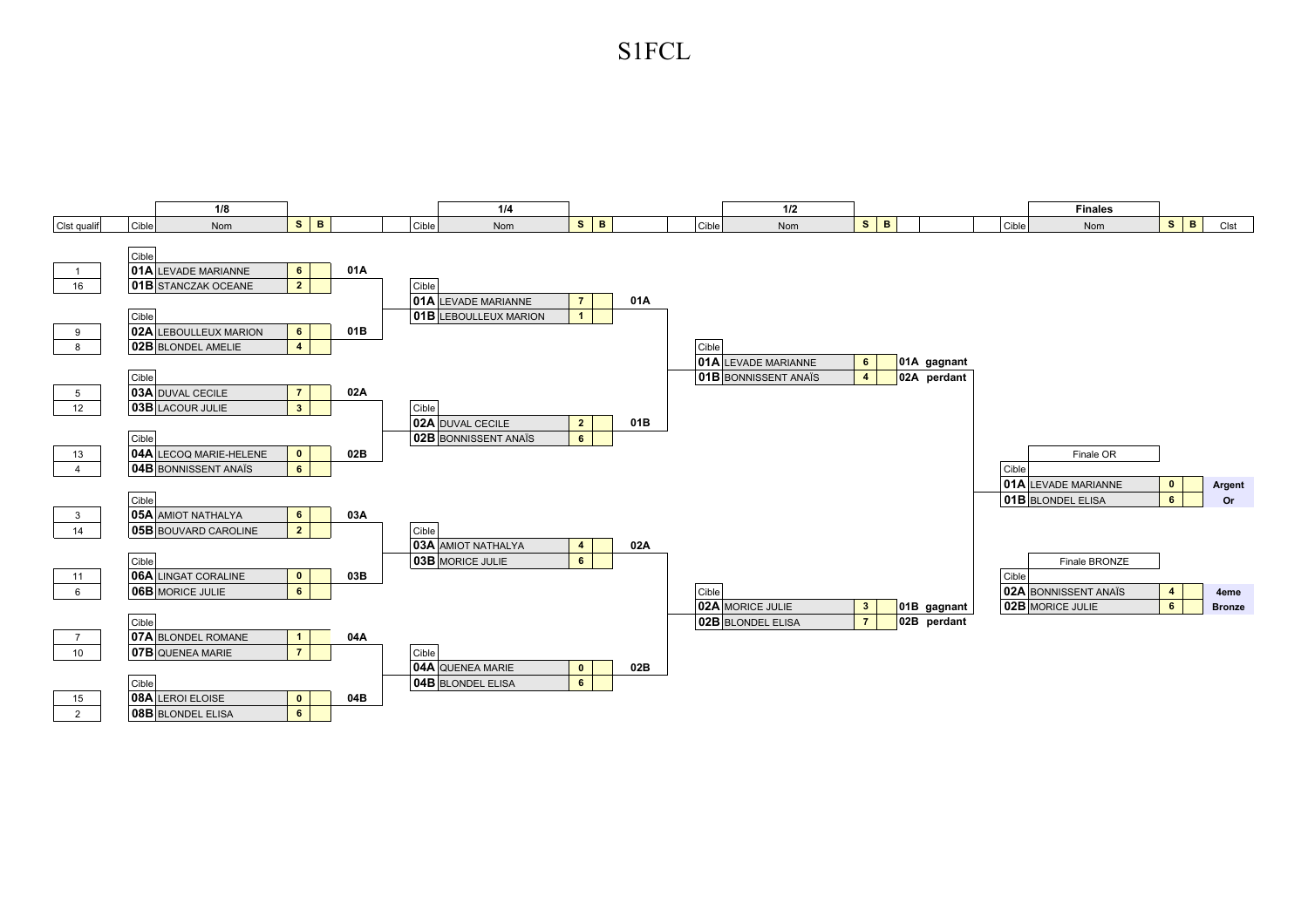# S1FCL

## 1/8

| Clst qualif | Cible | Nom | S | B | |
|---|---|---|---|---|---|
| 1 | 01A | LEVADE MARIANNE | 6 | | 01A |
| 16 | 01B | STANCZAK OCEANE | 2 | | |
| 9 | 02A | LEBOULLEUX MARION | 6 | | 01B |
| 8 | 02B | BLONDEL AMELIE | 4 | | |
| 5 | 03A | DUVAL CECILE | 7 | | 02A |
| 12 | 03B | LACOUR JULIE | 3 | | |
| 13 | 04A | LECOQ MARIE-HELENE | 0 | | 02B |
| 4 | 04B | BONNISSENT ANAÏS | 6 | | |
| 3 | 05A | AMIOT NATHALYA | 6 | | 03A |
| 14 | 05B | BOUVARD CAROLINE | 2 | | |
| 11 | 06A | LINGAT CORALINE | 0 | | 03B |
| 6 | 06B | MORICE JULIE | 6 | | |
| 7 | 07A | BLONDEL ROMANE | 1 | | 04A |
| 10 | 07B | QUENEA MARIE | 7 | | |
| 15 | 08A | LEROI ELOISE | 0 | | 04B |
| 2 | 08B | BLONDEL ELISA | 6 | | |

## 1/4

| Cible | Nom | S | B | |
|---|---|---|---|---|
| 01A | LEVADE MARIANNE | 7 | | 01A |
| 01B | LEBOULLEUX MARION | 1 | | |
| 02A | DUVAL CECILE | 2 | | 01B |
| 02B | BONNISSENT ANAÏS | 6 | | |
| 03A | AMIOT NATHALYA | 4 | | 02A |
| 03B | MORICE JULIE | 6 | | |
| 04A | QUENEA MARIE | 0 | | 02B |
| 04B | BLONDEL ELISA | 6 | | |

## 1/2

| Cible | Nom | S | B | |
|---|---|---|---|---|
| 01A | LEVADE MARIANNE | 6 | | 01A gagnant |
| 01B | BONNISSENT ANAÏS | 4 | | 02A perdant |
| 02A | MORICE JULIE | 3 | | 01B gagnant |
| 02B | BLONDEL ELISA | 7 | | 02B perdant |

## Finales

### Finale OR

| Cible | Nom | S | B | Clst |
|---|---|---|---|---|
| 01A | LEVADE MARIANNE | 0 | | Argent |
| 01B | BLONDEL ELISA | 6 | | Or |

### Finale BRONZE

| Cible | Nom | S | B | Clst |
|---|---|---|---|---|
| 02A | BONNISSENT ANAÏS | 4 | | 4eme |
| 02B | MORICE JULIE | 6 | | Bronze |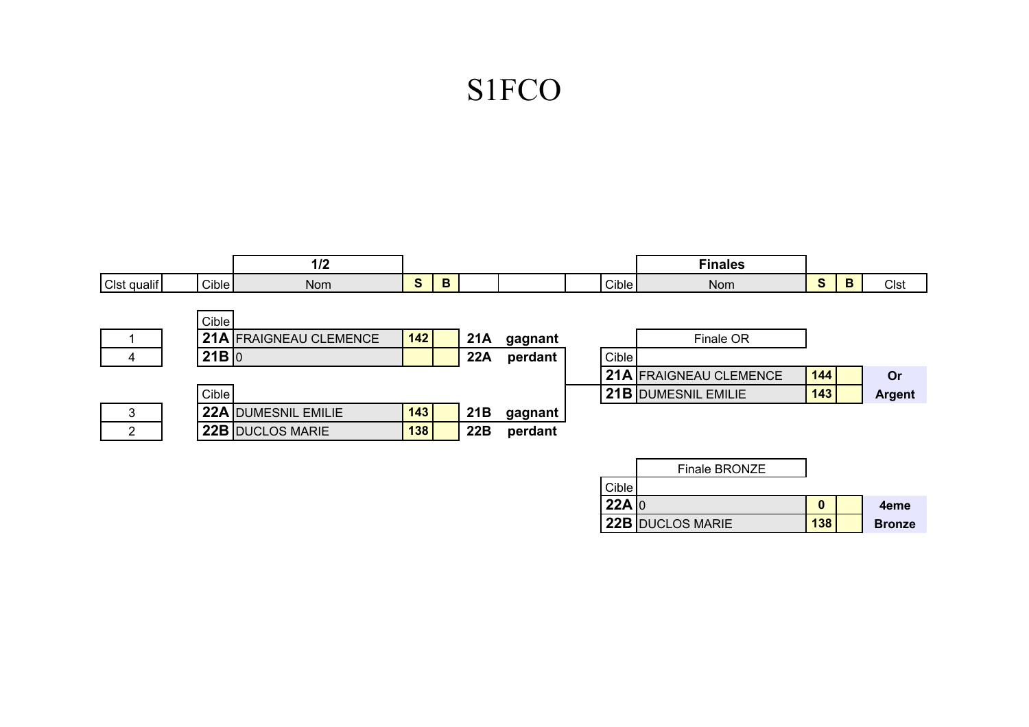# S1FCO

## 1/2

| Clst qualif | Cible | Nom | S | B | | |
|---|---|---|---|---|---|---|
| 1 | 21A | FRAIGNEAU CLEMENCE | 142 | | 21A | gagnant |
| 4 | 21B | 0 | | | 22A | perdant |
| 3 | 22A | DUMESNIL EMILIE | 143 | | 21B | gagnant |
| 2 | 22B | DUCLOS MARIE | 138 | | 22B | perdant |

## Finales

**Finale OR**

| Cible | Nom | S | B | Clst |
|---|---|---|---|---|
| 21A | FRAIGNEAU CLEMENCE | 144 | | Or |
| 21B | DUMESNIL EMILIE | 143 | | Argent |

**Finale BRONZE**

| Cible | Nom | S | B | Clst |
|---|---|---|---|---|
| 22A | 0 | 0 | | 4eme |
| 22B | DUCLOS MARIE | 138 | | Bronze |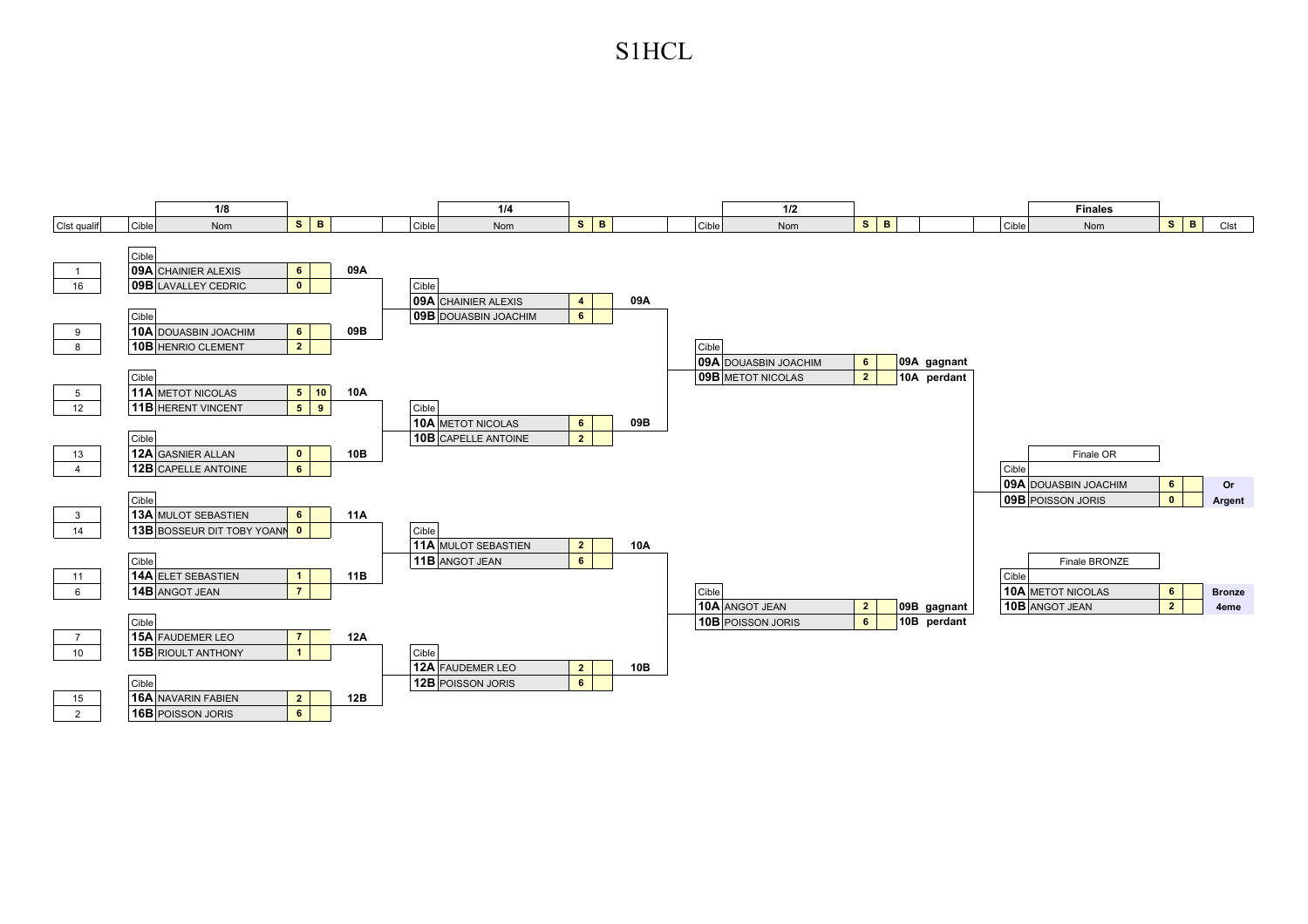# S1HCL

## 1/8

| Clst qualif | Cible | Nom | S | B | |
|---|---|---|---|---|---|
| 1 | 09A | CHAINIER ALEXIS | 6 | | 09A |
| 16 | 09B | LAVALLEY CEDRIC | 0 | | |
| 9 | 10A | DOUASBIN JOACHIM | 6 | | 09B |
| 8 | 10B | HENRIO CLEMENT | 2 | | |
| 5 | 11A | METOT NICOLAS | 5 | 10 | 10A |
| 12 | 11B | HERENT VINCENT | 5 | 9 | |
| 13 | 12A | GASNIER ALLAN | 0 | | 10B |
| 4 | 12B | CAPELLE ANTOINE | 6 | | |
| 3 | 13A | MULOT SEBASTIEN | 6 | | 11A |
| 14 | 13B | BOSSEUR DIT TOBY YOANN | 0 | | |
| 11 | 14A | ELET SEBASTIEN | 1 | | 11B |
| 6 | 14B | ANGOT JEAN | 7 | | |
| 7 | 15A | FAUDEMER LEO | 7 | | 12A |
| 10 | 15B | RIOULT ANTHONY | 1 | | |
| 15 | 16A | NAVARIN FABIEN | 2 | | 12B |
| 2 | 16B | POISSON JORIS | 6 | | |

## 1/4

| Cible | Nom | S | B | |
|---|---|---|---|---|
| 09A | CHAINIER ALEXIS | 4 | | 09A |
| 09B | DOUASBIN JOACHIM | 6 | | |
| 10A | METOT NICOLAS | 6 | | 09B |
| 10B | CAPELLE ANTOINE | 2 | | |
| 11A | MULOT SEBASTIEN | 2 | | 10A |
| 11B | ANGOT JEAN | 6 | | |
| 12A | FAUDEMER LEO | 2 | | 10B |
| 12B | POISSON JORIS | 6 | | |

## 1/2

| Cible | Nom | S | B | | |
|---|---|---|---|---|---|
| 09A | DOUASBIN JOACHIM | 6 | | 09A | gagnant |
| 09B | METOT NICOLAS | 2 | | 10A | perdant |
| 10A | ANGOT JEAN | 2 | | 09B | gagnant |
| 10B | POISSON JORIS | 6 | | 10B | perdant |

## Finales

### Finale OR

| Cible | Nom | S | B | Clst |
|---|---|---|---|---|
| 09A | DOUASBIN JOACHIM | 6 | | Or |
| 09B | POISSON JORIS | 0 | | Argent |

### Finale BRONZE

| Cible | Nom | S | B | Clst |
|---|---|---|---|---|
| 10A | METOT NICOLAS | 6 | | Bronze |
| 10B | ANGOT JEAN | 2 | | 4eme |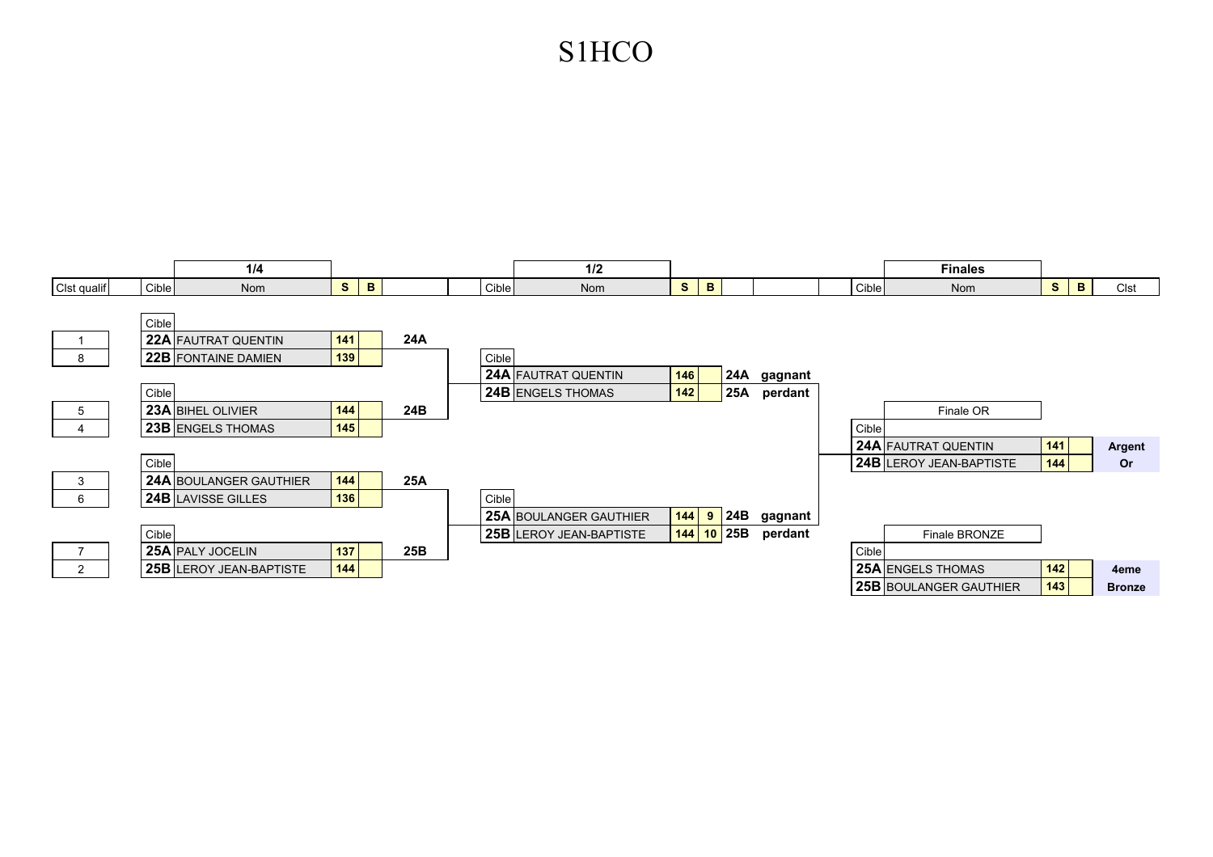# S1HCO

## 1/4

| Clst qualif | Cible | Nom | S | B | |
|---|---|---|---|---|---|
| 1 | 22A | FAUTRAT QUENTIN | 141 | | 24A |
| 8 | 22B | FONTAINE DAMIEN | 139 | | |
| 5 | 23A | BIHEL OLIVIER | 144 | | 24B |
| 4 | 23B | ENGELS THOMAS | 145 | | |
| 3 | 24A | BOULANGER GAUTHIER | 144 | | 25A |
| 6 | 24B | LAVISSE GILLES | 136 | | |
| 7 | 25A | PALY JOCELIN | 137 | | 25B |
| 2 | 25B | LEROY JEAN-BAPTISTE | 144 | | |

## 1/2

| Cible | Nom | S | B | | |
|---|---|---|---|---|---|
| 24A | FAUTRAT QUENTIN | 146 | | 24A | gagnant |
| 24B | ENGELS THOMAS | 142 | | 25A | perdant |
| 25A | BOULANGER GAUTHIER | 144 | 9 | 24B | gagnant |
| 25B | LEROY JEAN-BAPTISTE | 144 | 10 | 25B | perdant |

## Finales

### Finale OR

| Cible | Nom | S | B | Clst |
|---|---|---|---|---|
| 24A | FAUTRAT QUENTIN | 141 | | Argent |
| 24B | LEROY JEAN-BAPTISTE | 144 | | Or |

### Finale BRONZE

| Cible | Nom | S | B | Clst |
|---|---|---|---|---|
| 25A | ENGELS THOMAS | 142 | | 4eme |
| 25B | BOULANGER GAUTHIER | 143 | | Bronze |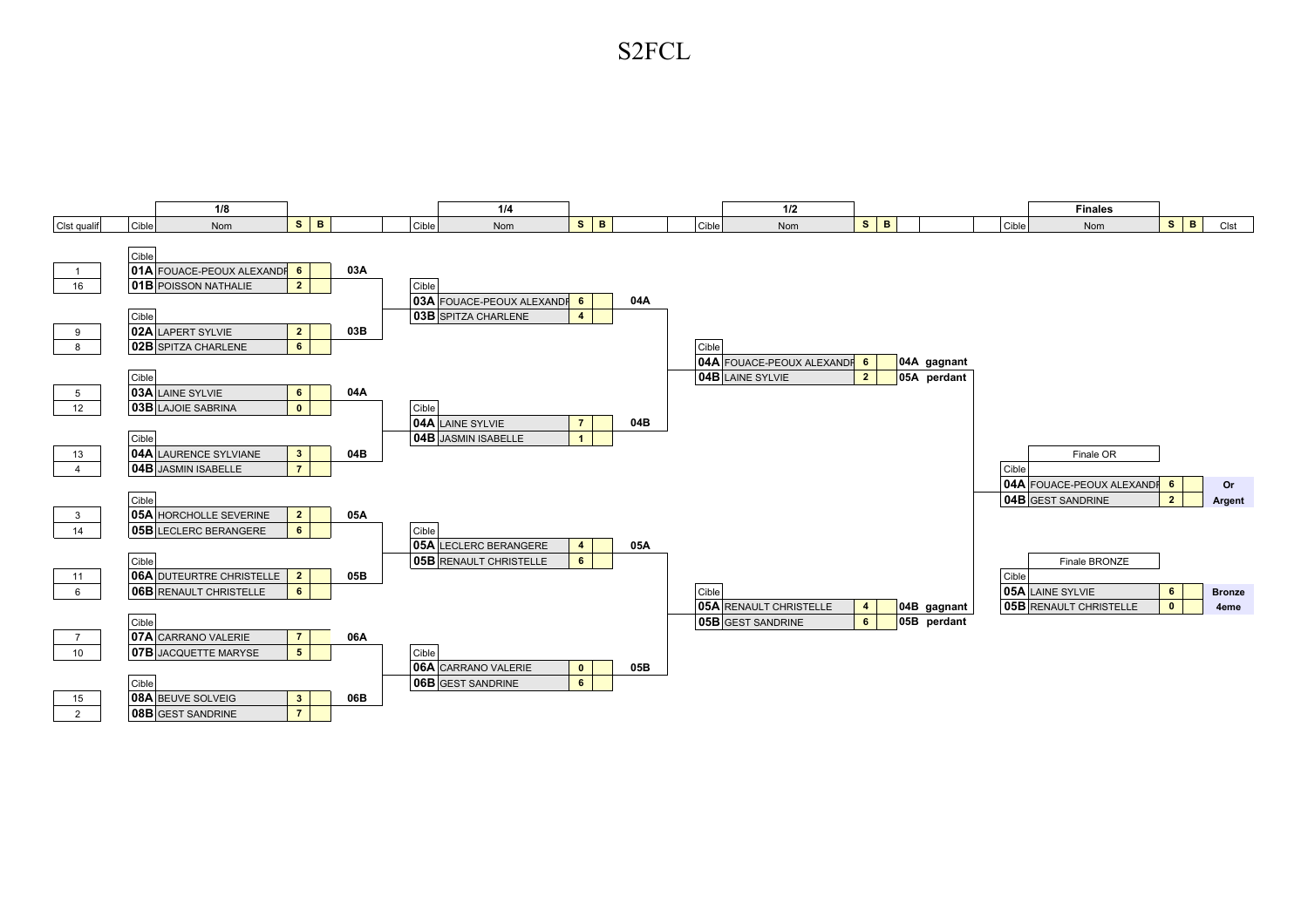# S2FCL

## 1/8

| Clst qualif | Cible | Nom | S | B | |
|---|---|---|---|---|---|
| 1 | 01A | FOUACE-PEOUX ALEXANDR | 6 | | 03A |
| 16 | 01B | POISSON NATHALIE | 2 | | |
| 9 | 02A | LAPERT SYLVIE | 2 | | 03B |
| 8 | 02B | SPITZA CHARLENE | 6 | | |
| 5 | 03A | LAINE SYLVIE | 6 | | 04A |
| 12 | 03B | LAJOIE SABRINA | 0 | | |
| 13 | 04A | LAURENCE SYLVIANE | 3 | | 04B |
| 4 | 04B | JASMIN ISABELLE | 7 | | |
| 3 | 05A | HORCHOLLE SEVERINE | 2 | | 05A |
| 14 | 05B | LECLERC BERANGERE | 6 | | |
| 11 | 06A | DUTEURTRE CHRISTELLE | 2 | | 05B |
| 6 | 06B | RENAULT CHRISTELLE | 6 | | |
| 7 | 07A | CARRANO VALERIE | 7 | | 06A |
| 10 | 07B | JACQUETTE MARYSE | 5 | | |
| 15 | 08A | BEUVE SOLVEIG | 3 | | 06B |
| 2 | 08B | GEST SANDRINE | 7 | | |

## 1/4

| Cible | Nom | S | B | |
|---|---|---|---|---|
| 03A | FOUACE-PEOUX ALEXANDR | 6 | | 04A |
| 03B | SPITZA CHARLENE | 4 | | |
| 04A | LAINE SYLVIE | 7 | | 04B |
| 04B | JASMIN ISABELLE | 1 | | |
| 05A | LECLERC BERANGERE | 4 | | 05A |
| 05B | RENAULT CHRISTELLE | 6 | | |
| 06A | CARRANO VALERIE | 0 | | 05B |
| 06B | GEST SANDRINE | 6 | | |

## 1/2

| Cible | Nom | S | B | |
|---|---|---|---|---|
| 04A | FOUACE-PEOUX ALEXANDR | 6 | | 04A gagnant |
| 04B | LAINE SYLVIE | 2 | | 05A perdant |
| 05A | RENAULT CHRISTELLE | 4 | | 04B gagnant |
| 05B | GEST SANDRINE | 6 | | 05B perdant |

## Finales

### Finale OR

| Cible | Nom | S | B | Clst |
|---|---|---|---|---|
| 04A | FOUACE-PEOUX ALEXANDR | 6 | | Or |
| 04B | GEST SANDRINE | 2 | | Argent |

### Finale BRONZE

| Cible | Nom | S | B | Clst |
|---|---|---|---|---|
| 05A | LAINE SYLVIE | 6 | | Bronze |
| 05B | RENAULT CHRISTELLE | 0 | | 4eme |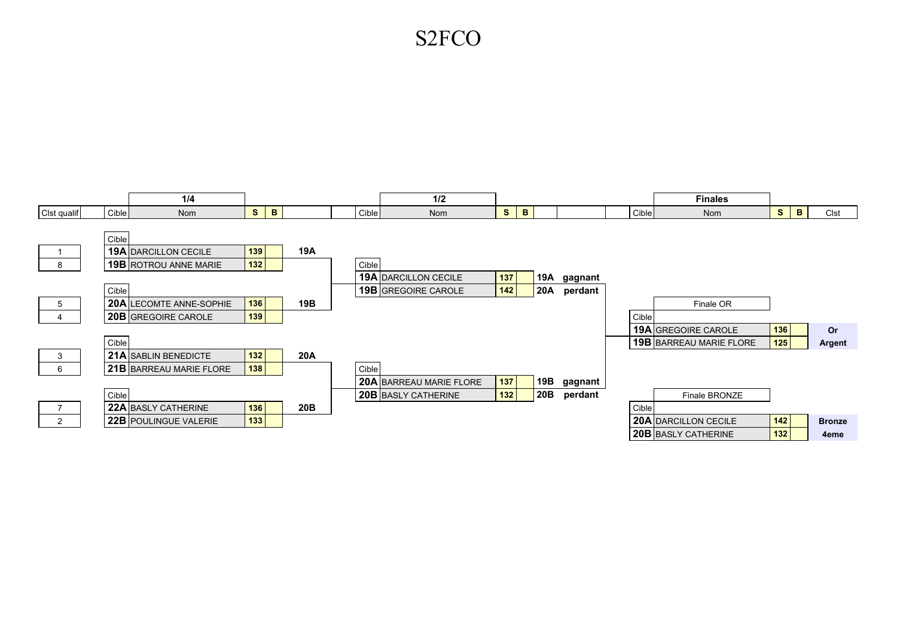# S2FCO

## 1/4

| Clst qualif | Cible | Nom | S | B | |
|---|---|---|---|---|---|
| 1 | 19A | DARCILLON CECILE | 139 | | 19A |
| 8 | 19B | ROTROU ANNE MARIE | 132 | | |
| 5 | 20A | LECOMTE ANNE-SOPHIE | 136 | | 19B |
| 4 | 20B | GREGOIRE CAROLE | 139 | | |
| 3 | 21A | SABLIN BENEDICTE | 132 | | 20A |
| 6 | 21B | BARREAU MARIE FLORE | 138 | | |
| 7 | 22A | BASLY CATHERINE | 136 | | 20B |
| 2 | 22B | POULINGUE VALERIE | 133 | | |

## 1/2

| Cible | Nom | S | B | | |
|---|---|---|---|---|---|
| 19A | DARCILLON CECILE | 137 | | 19A | gagnant |
| 19B | GREGOIRE CAROLE | 142 | | 20A | perdant |
| 20A | BARREAU MARIE FLORE | 137 | | 19B | gagnant |
| 20B | BASLY CATHERINE | 132 | | 20B | perdant |

## Finales

### Finale OR

| Cible | Nom | S | B | Clst |
|---|---|---|---|---|
| 19A | GREGOIRE CAROLE | 136 | | Or |
| 19B | BARREAU MARIE FLORE | 125 | | Argent |

### Finale BRONZE

| Cible | Nom | S | B | Clst |
|---|---|---|---|---|
| 20A | DARCILLON CECILE | 142 | | Bronze |
| 20B | BASLY CATHERINE | 132 | | 4eme |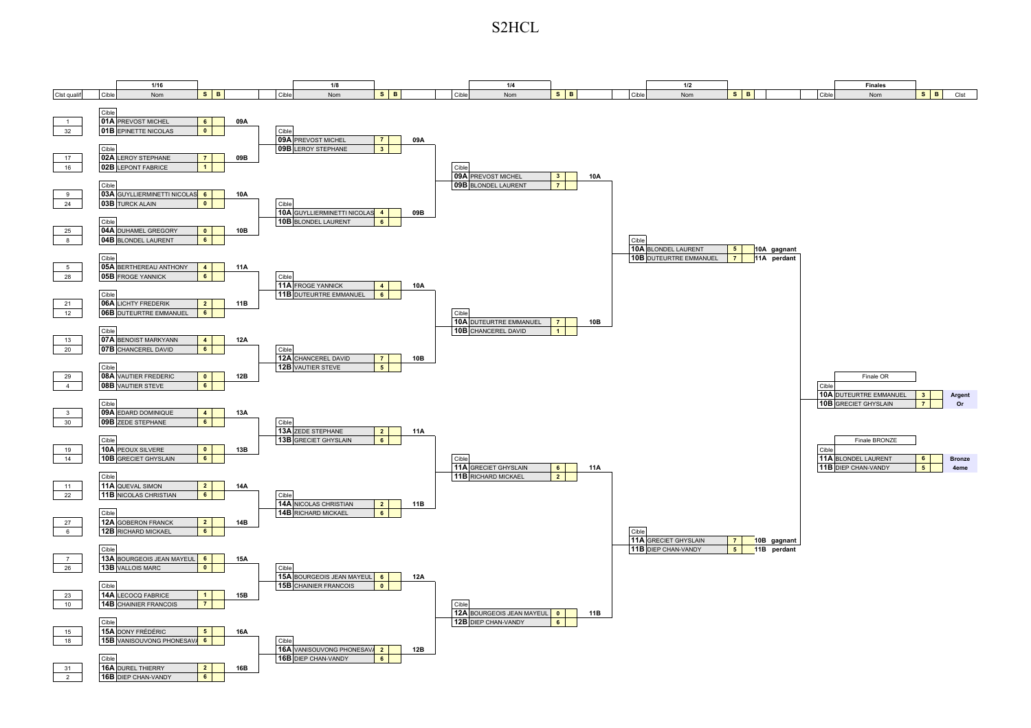# S2HCL

## 1/16

| Clst qualif | Cible | Nom | S | B | |
|---|---|---|---|---|---|
| 1 | 01A | PREVOST MICHEL | 6 | | 09A |
| 32 | 01B | EPINETTE NICOLAS | 0 | | |
| 17 | 02A | LEROY STEPHANE | 7 | | 09B |
| 16 | 02B | LEPONT FABRICE | 1 | | |
| 9 | 03A | GUYLLIERMINETTI NICOLAS | 6 | | 10A |
| 24 | 03B | TURCK ALAIN | 0 | | |
| 25 | 04A | DUHAMEL GREGORY | 0 | | 10B |
| 8 | 04B | BLONDEL LAURENT | 6 | | |
| 5 | 05A | BERTHEREAU ANTHONY | 4 | | 11A |
| 28 | 05B | FROGE YANNICK | 6 | | |
| 21 | 06A | LICHTY FREDERIK | 2 | | 11B |
| 12 | 06B | DUTEURTRE EMMANUEL | 6 | | |
| 13 | 07A | BENOIST MARKYANN | 4 | | 12A |
| 20 | 07B | CHANCEREL DAVID | 6 | | |
| 29 | 08A | VAUTIER FREDERIC | 0 | | 12B |
| 4 | 08B | VAUTIER STEVE | 6 | | |
| 3 | 09A | EDARD DOMINIQUE | 4 | | 13A |
| 30 | 09B | ZEDE STEPHANE | 6 | | |
| 19 | 10A | PEOUX SILVERE | 0 | | 13B |
| 14 | 10B | GRECIET GHYSLAIN | 6 | | |
| 11 | 11A | QUEVAL SIMON | 2 | | 14A |
| 22 | 11B | NICOLAS CHRISTIAN | 6 | | |
| 27 | 12A | GOBERON FRANCK | 2 | | 14B |
| 6 | 12B | RICHARD MICKAEL | 6 | | |
| 7 | 13A | BOURGEOIS JEAN MAYEUL | 6 | | 15A |
| 26 | 13B | VALLOIS MARC | 0 | | |
| 23 | 14A | LECOCQ FABRICE | 1 | | 15B |
| 10 | 14B | CHAINIER FRANCOIS | 7 | | |
| 15 | 15A | DONY FRÉDÉRIC | 5 | | 16A |
| 18 | 15B | VANISOUVONG PHONESAVA | 6 | | |
| 31 | 16A | DUREL THIERRY | 2 | | 16B |
| 2 | 16B | DIEP CHAN-VANDY | 6 | | |

## 1/8

| Cible | Nom | S | B | |
|---|---|---|---|---|
| 09A | PREVOST MICHEL | 7 | | 09A |
| 09B | LEROY STEPHANE | 3 | | |
| 10A | GUYLLIERMINETTI NICOLAS | 4 | | 09B |
| 10B | BLONDEL LAURENT | 6 | | |
| 11A | FROGE YANNICK | 4 | | 10A |
| 11B | DUTEURTRE EMMANUEL | 6 | | |
| 12A | CHANCEREL DAVID | 7 | | 10B |
| 12B | VAUTIER STEVE | 5 | | |
| 13A | ZEDE STEPHANE | 2 | | 11A |
| 13B | GRECIET GHYSLAIN | 6 | | |
| 14A | NICOLAS CHRISTIAN | 2 | | 11B |
| 14B | RICHARD MICKAEL | 6 | | |
| 15A | BOURGEOIS JEAN MAYEUL | 6 | | 12A |
| 15B | CHAINIER FRANCOIS | 0 | | |
| 16A | VANISOUVONG PHONESAVA | 2 | | 12B |
| 16B | DIEP CHAN-VANDY | 6 | | |

## 1/4

| Cible | Nom | S | B | |
|---|---|---|---|---|
| 09A | PREVOST MICHEL | 3 | | 10A |
| 09B | BLONDEL LAURENT | 7 | | |
| 10A | DUTEURTRE EMMANUEL | 7 | | 10B |
| 10B | CHANCEREL DAVID | 1 | | |
| 11A | GRECIET GHYSLAIN | 6 | | 11A |
| 11B | RICHARD MICKAEL | 2 | | |
| 12A | BOURGEOIS JEAN MAYEUL | 0 | | 11B |
| 12B | DIEP CHAN-VANDY | 6 | | |

## 1/2

| Cible | Nom | S | B | |
|---|---|---|---|---|
| 10A | BLONDEL LAURENT | 5 | | 10A gagnant |
| 10B | DUTEURTRE EMMANUEL | 7 | | 11A perdant |
| 11A | GRECIET GHYSLAIN | 7 | | 10B gagnant |
| 11B | DIEP CHAN-VANDY | 5 | | 11B perdant |

## Finales

**Finale OR**

| Cible | Nom | S | B | Clst |
|---|---|---|---|---|
| 10A | DUTEURTRE EMMANUEL | 3 | | Argent |
| 10B | GRECIET GHYSLAIN | 7 | | Or |

**Finale BRONZE**

| Cible | Nom | S | B | Clst |
|---|---|---|---|---|
| 11A | BLONDEL LAURENT | 6 | | Bronze |
| 11B | DIEP CHAN-VANDY | 5 | | 4eme |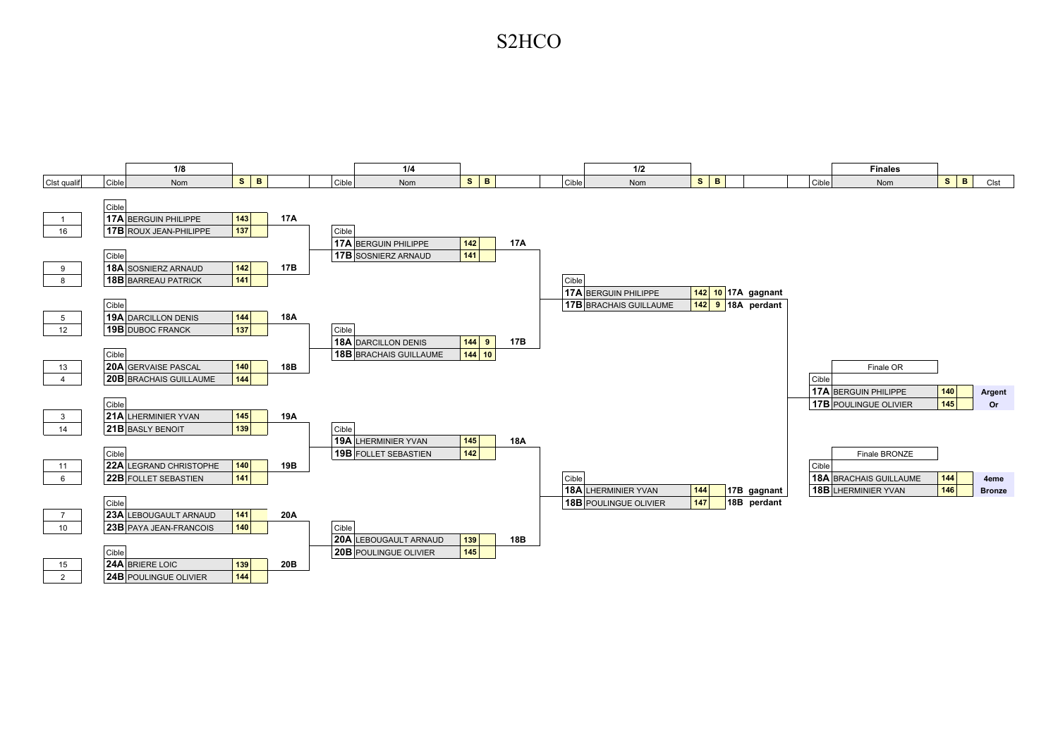# S2HCO

## 1/8

| Clst qualif | Cible | Nom | S | B | |
|---|---|---|---|---|---|
| 1 | 17A | BERGUIN PHILIPPE | 143 | | 17A |
| 16 | 17B | ROUX JEAN-PHILIPPE | 137 | | |
| 9 | 18A | SOSNIERZ ARNAUD | 142 | | 17B |
| 8 | 18B | BARREAU PATRICK | 141 | | |
| 5 | 19A | DARCILLON DENIS | 144 | | 18A |
| 12 | 19B | DUBOC FRANCK | 137 | | |
| 13 | 20A | GERVAISE PASCAL | 140 | | 18B |
| 4 | 20B | BRACHAIS GUILLAUME | 144 | | |
| 3 | 21A | LHERMINIER YVAN | 145 | | 19A |
| 14 | 21B | BASLY BENOIT | 139 | | |
| 11 | 22A | LEGRAND CHRISTOPHE | 140 | | 19B |
| 6 | 22B | FOLLET SEBASTIEN | 141 | | |
| 7 | 23A | LEBOUGAULT ARNAUD | 141 | | 20A |
| 10 | 23B | PAYA JEAN-FRANCOIS | 140 | | |
| 15 | 24A | BRIERE LOIC | 139 | | 20B |
| 2 | 24B | POULINGUE OLIVIER | 144 | | |

## 1/4

| Cible | Nom | S | B | |
|---|---|---|---|---|
| 17A | BERGUIN PHILIPPE | 142 | | 17A |
| 17B | SOSNIERZ ARNAUD | 141 | | |
| 18A | DARCILLON DENIS | 144 | 9 | 17B |
| 18B | BRACHAIS GUILLAUME | 144 | 10 | |
| 19A | LHERMINIER YVAN | 145 | | 18A |
| 19B | FOLLET SEBASTIEN | 142 | | |
| 20A | LEBOUGAULT ARNAUD | 139 | | 18B |
| 20B | POULINGUE OLIVIER | 145 | | |

## 1/2

| Cible | Nom | S | B | | |
|---|---|---|---|---|---|
| 17A | BERGUIN PHILIPPE | 142 | 10 | 17A | gagnant |
| 17B | BRACHAIS GUILLAUME | 142 | 9 | 18A | perdant |
| 18A | LHERMINIER YVAN | 144 | | 17B | gagnant |
| 18B | POULINGUE OLIVIER | 147 | | 18B | perdant |

## Finales

**Finale OR**

| Cible | Nom | S | B | Clst |
|---|---|---|---|---|
| 17A | BERGUIN PHILIPPE | 140 | | Argent |
| 17B | POULINGUE OLIVIER | 145 | | Or |

**Finale BRONZE**

| Cible | Nom | S | B | Clst |
|---|---|---|---|---|
| 18A | BRACHAIS GUILLAUME | 144 | | 4eme |
| 18B | LHERMINIER YVAN | 146 | | Bronze |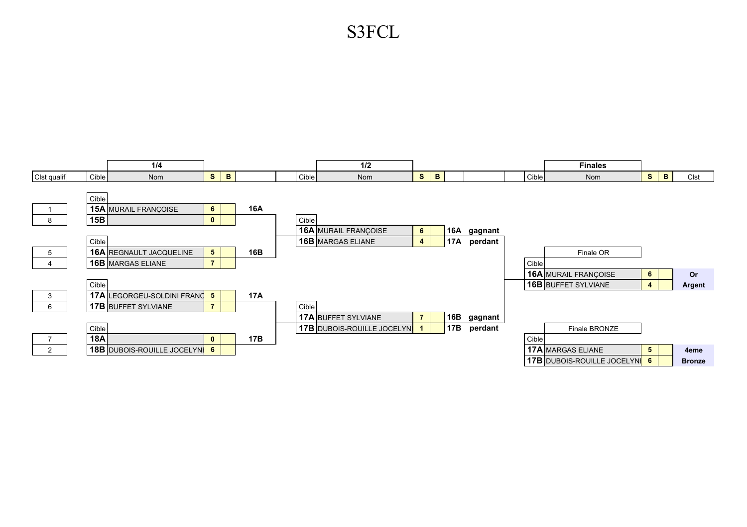# S3FCL

## 1/4

| Clst qualif | Cible | Nom | S | B | |
|---|---|---|---|---|---|
| 1 | 15A | MURAIL FRANÇOISE | 6 | | 16A |
| 8 | 15B | | 0 | | |
| 5 | 16A | REGNAULT JACQUELINE | 5 | | 16B |
| 4 | 16B | MARGAS ELIANE | 7 | | |
| 3 | 17A | LEGORGEU-SOLDINI FRANÇ | 5 | | 17A |
| 6 | 17B | BUFFET SYLVIANE | 7 | | |
| 7 | 18A | | 0 | | 17B |
| 2 | 18B | DUBOIS-ROUILLE JOCELYNI | 6 | | |

## 1/2

| Cible | Nom | S | B | | |
|---|---|---|---|---|---|
| 16A | MURAIL FRANÇOISE | 6 | | 16A | gagnant |
| 16B | MARGAS ELIANE | 4 | | 17A | perdant |
| 17A | BUFFET SYLVIANE | 7 | | 16B | gagnant |
| 17B | DUBOIS-ROUILLE JOCELYNI | 1 | | 17B | perdant |

## Finales

**Finale OR**

| Cible | Nom | S | B | Clst |
|---|---|---|---|---|
| 16A | MURAIL FRANÇOISE | 6 | | Or |
| 16B | BUFFET SYLVIANE | 4 | | Argent |

**Finale BRONZE**

| Cible | Nom | S | B | Clst |
|---|---|---|---|---|
| 17A | MARGAS ELIANE | 5 | | 4eme |
| 17B | DUBOIS-ROUILLE JOCELYNI | 6 | | Bronze |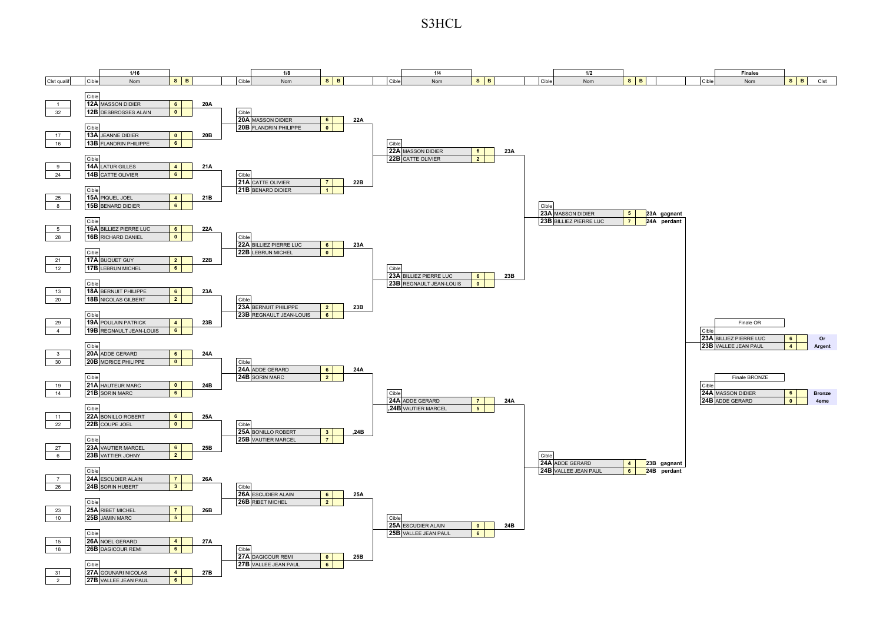# S3HCL

## 1/16

| Clst qualif | Cible | Nom | S | B | |
|---|---|---|---|---|---|
| 1 | 12A | MASSON DIDIER | 6 | | 20A |
| 32 | 12B | DESBROSSES ALAIN | 0 | | |
| 17 | 13A | JEANNE DIDIER | 0 | | 20B |
| 16 | 13B | FLANDRIN PHILIPPE | 6 | | |
| 9 | 14A | LATUR GILLES | 4 | | 21A |
| 24 | 14B | CATTE OLIVIER | 6 | | |
| 25 | 15A | PIQUEL JOEL | 4 | | 21B |
| 8 | 15B | BENARD DIDIER | 6 | | |
| 5 | 16A | BILLIEZ PIERRE LUC | 6 | | 22A |
| 28 | 16B | RICHARD DANIEL | 0 | | |
| 21 | 17A | BUQUET GUY | 2 | | 22B |
| 12 | 17B | LEBRUN MICHEL | 6 | | |
| 13 | 18A | BERNUIT PHILIPPE | 6 | | 23A |
| 20 | 18B | NICOLAS GILBERT | 2 | | |
| 29 | 19A | POULAIN PATRICK | 4 | | 23B |
| 4 | 19B | REGNAULT JEAN-LOUIS | 6 | | |
| 3 | 20A | ADDE GERARD | 6 | | 24A |
| 30 | 20B | MORICE PHILIPPE | 0 | | |
| 19 | 21A | HAUTEUR MARC | 0 | | 24B |
| 14 | 21B | SORIN MARC | 6 | | |
| 11 | 22A | BONILLO ROBERT | 6 | | 25A |
| 22 | 22B | COUPE JOEL | 0 | | |
| 27 | 23A | VAUTIER MARCEL | 6 | | 25B |
| 6 | 23B | VATTIER JOHNY | 2 | | |
| 7 | 24A | ESCUDIER ALAIN | 7 | | 26A |
| 26 | 24B | SORIN HUBERT | 3 | | |
| 23 | 25A | RIBET MICHEL | 7 | | 26B |
| 10 | 25B | JAMIN MARC | 5 | | |
| 15 | 26A | NOEL GERARD | 4 | | 27A |
| 18 | 26B | DAGICOUR REMI | 6 | | |
| 31 | 27A | GOUNARI NICOLAS | 4 | | 27B |
| 2 | 27B | VALLEE JEAN PAUL | 6 | | |

## 1/8

| Cible | Nom | S | B | |
|---|---|---|---|---|
| 20A | MASSON DIDIER | 6 | | 22A |
| 20B | FLANDRIN PHILIPPE | 0 | | |
| 21A | CATTE OLIVIER | 7 | | 22B |
| 21B | BENARD DIDIER | 1 | | |
| 22A | BILLIEZ PIERRE LUC | 6 | | 23A |
| 22B | LEBRUN MICHEL | 0 | | |
| 23A | BERNUIT PHILIPPE | 2 | | 23B |
| 23B | REGNAULT JEAN-LOUIS | 6 | | |
| 24A | ADDE GERARD | 6 | | 24A |
| 24B | SORIN MARC | 2 | | |
| 25A | BONILLO ROBERT | 3 | | ,24B |
| 25B | VAUTIER MARCEL | 7 | | |
| 26A | ESCUDIER ALAIN | 6 | | 25A |
| 26B | RIBET MICHEL | 2 | | |
| 27A | DAGICOUR REMI | 0 | | 25B |
| 27B | VALLEE JEAN PAUL | 6 | | |

## 1/4

| Cible | Nom | S | B | |
|---|---|---|---|---|
| 22A | MASSON DIDIER | 6 | | 23A |
| 22B | CATTE OLIVIER | 2 | | |
| 23A | BILLIEZ PIERRE LUC | 6 | | 23B |
| 23B | REGNAULT JEAN-LOUIS | 0 | | |
| 24A | ADDE GERARD | 7 | | 24A |
| ,24B | VAUTIER MARCEL | 5 | | |
| 25A | ESCUDIER ALAIN | 0 | | 24B |
| 25B | VALLEE JEAN PAUL | 6 | | |

## 1/2

| Cible | Nom | S | B | |
|---|---|---|---|---|
| 23A | MASSON DIDIER | 5 | | 23A gagnant / 24A perdant |
| 23B | BILLIEZ PIERRE LUC | 7 | | |
| 24A | ADDE GERARD | 4 | | 23B gagnant / 24B perdant |
| 24B | VALLEE JEAN PAUL | 6 | | |

## Finales

### Finale OR

| Cible | Nom | S | B | Clst |
|---|---|---|---|---|
| 23A | BILLIEZ PIERRE LUC | 6 | | Or |
| 23B | VALLEE JEAN PAUL | 4 | | Argent |

### Finale BRONZE

| Cible | Nom | S | B | Clst |
|---|---|---|---|---|
| 24A | MASSON DIDIER | 6 | | Bronze |
| 24B | ADDE GERARD | 0 | | 4eme |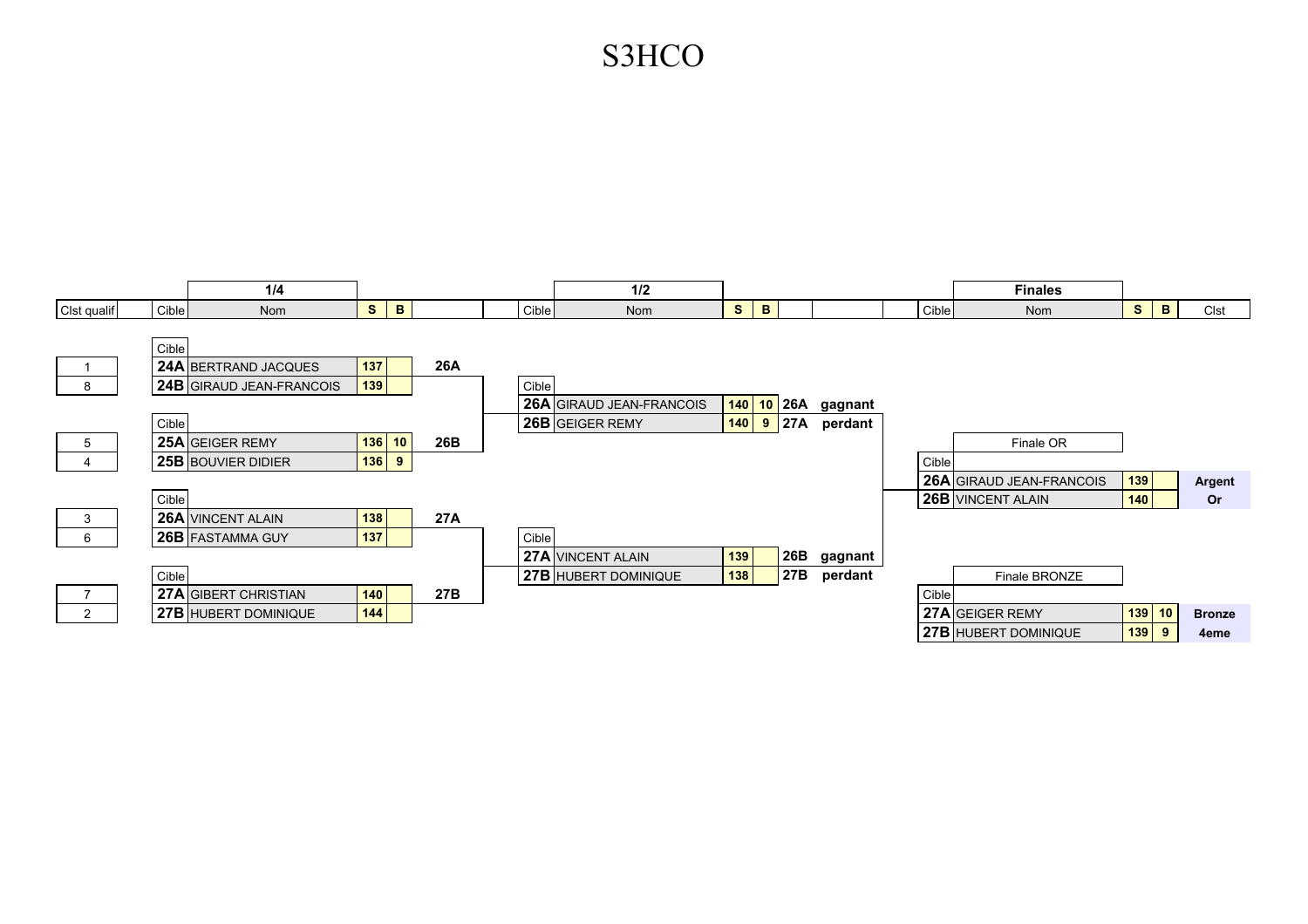# S3HCO

## 1/4

| Clst qualif | Cible | Nom | S | B | |
|---|---|---|---|---|---|
| 1 | 24A | BERTRAND JACQUES | 137 | | 26A |
| 8 | 24B | GIRAUD JEAN-FRANCOIS | 139 | | |
| 5 | 25A | GEIGER REMY | 136 | 10 | 26B |
| 4 | 25B | BOUVIER DIDIER | 136 | 9 | |
| 3 | 26A | VINCENT ALAIN | 138 | | 27A |
| 6 | 26B | FASTAMMA GUY | 137 | | |
| 7 | 27A | GIBERT CHRISTIAN | 140 | | 27B |
| 2 | 27B | HUBERT DOMINIQUE | 144 | | |

## 1/2

| Cible | Nom | S | B | | |
|---|---|---|---|---|---|
| 26A | GIRAUD JEAN-FRANCOIS | 140 | 10 | 26A | gagnant |
| 26B | GEIGER REMY | 140 | 9 | 27A | perdant |
| 27A | VINCENT ALAIN | 139 | | 26B | gagnant |
| 27B | HUBERT DOMINIQUE | 138 | | 27B | perdant |

## Finales

### Finale OR

| Cible | Nom | S | B | Clst |
|---|---|---|---|---|
| 26A | GIRAUD JEAN-FRANCOIS | 139 | | Argent |
| 26B | VINCENT ALAIN | 140 | | Or |

### Finale BRONZE

| Cible | Nom | S | B | Clst |
|---|---|---|---|---|
| 27A | GEIGER REMY | 139 | 10 | Bronze |
| 27B | HUBERT DOMINIQUE | 139 | 9 | 4eme |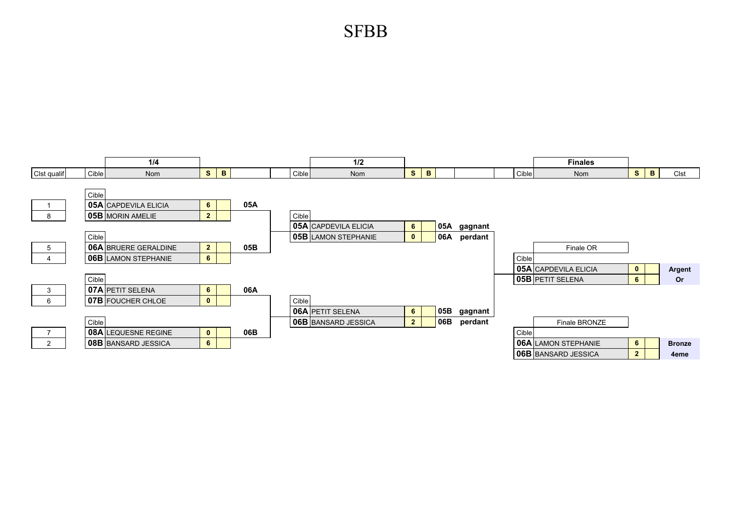# SFBB

## 1/4

| Clst qualif | Cible | Nom | S | B | |
|---|---|---|---|---|---|
| 1 | 05A | CAPDEVILA ELICIA | 6 | | 05A |
| 8 | 05B | MORIN AMELIE | 2 | | |
| 5 | 06A | BRUERE GERALDINE | 2 | | 05B |
| 4 | 06B | LAMON STEPHANIE | 6 | | |
| 3 | 07A | PETIT SELENA | 6 | | 06A |
| 6 | 07B | FOUCHER CHLOE | 0 | | |
| 7 | 08A | LEQUESNE REGINE | 0 | | 06B |
| 2 | 08B | BANSARD JESSICA | 6 | | |

## 1/2

| Cible | Nom | S | B | | |
|---|---|---|---|---|---|
| 05A | CAPDEVILA ELICIA | 6 | | 05A | gagnant |
| 05B | LAMON STEPHANIE | 0 | | 06A | perdant |
| 06A | PETIT SELENA | 6 | | 05B | gagnant |
| 06B | BANSARD JESSICA | 2 | | 06B | perdant |

## Finales

**Finale OR**

| Cible | Nom | S | B | Clst |
|---|---|---|---|---|
| 05A | CAPDEVILA ELICIA | 0 | | Argent |
| 05B | PETIT SELENA | 6 | | Or |

**Finale BRONZE**

| Cible | Nom | S | B | Clst |
|---|---|---|---|---|
| 06A | LAMON STEPHANIE | 6 | | Bronze |
| 06B | BANSARD JESSICA | 2 | | 4eme |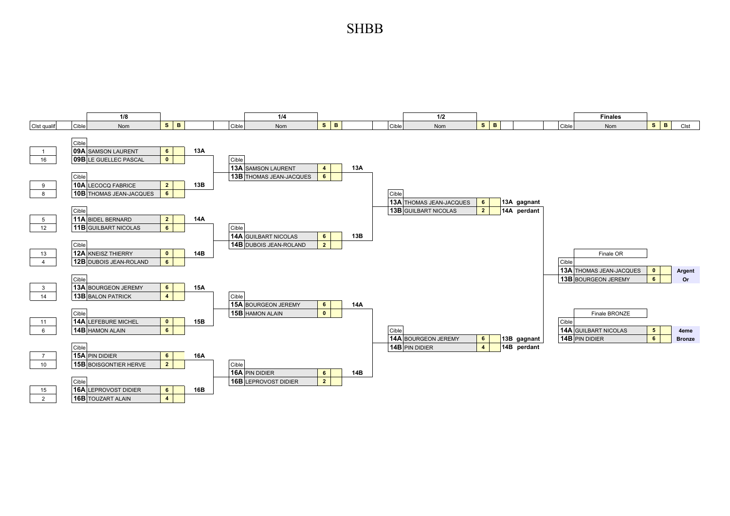# SHBB

## 1/8

| Clst qualif | Cible | Nom | S | B | |
|---|---|---|---|---|---|
| 1 | 09A | SAMSON LAURENT | 6 | | 13A |
| 16 | 09B | LE GUELLEC PASCAL | 0 | | |
| 9 | 10A | LECOCQ FABRICE | 2 | | 13B |
| 8 | 10B | THOMAS JEAN-JACQUES | 6 | | |
| 5 | 11A | BIDEL BERNARD | 2 | | 14A |
| 12 | 11B | GUILBART NICOLAS | 6 | | |
| 13 | 12A | KNEISZ THIERRY | 0 | | 14B |
| 4 | 12B | DUBOIS JEAN-ROLAND | 6 | | |
| 3 | 13A | BOURGEON JEREMY | 6 | | 15A |
| 14 | 13B | BALON PATRICK | 4 | | |
| 11 | 14A | LEFEBURE MICHEL | 0 | | 15B |
| 6 | 14B | HAMON ALAIN | 6 | | |
| 7 | 15A | PIN DIDIER | 6 | | 16A |
| 10 | 15B | BOISGONTIER HERVE | 2 | | |
| 15 | 16A | LEPROVOST DIDIER | 6 | | 16B |
| 2 | 16B | TOUZART ALAIN | 4 | | |

## 1/4

| Cible | Nom | S | B | |
|---|---|---|---|---|
| 13A | SAMSON LAURENT | 4 | | 13A |
| 13B | THOMAS JEAN-JACQUES | 6 | | |
| 14A | GUILBART NICOLAS | 6 | | 13B |
| 14B | DUBOIS JEAN-ROLAND | 2 | | |
| 15A | BOURGEON JEREMY | 6 | | 14A |
| 15B | HAMON ALAIN | 0 | | |
| 16A | PIN DIDIER | 6 | | 14B |
| 16B | LEPROVOST DIDIER | 2 | | |

## 1/2

| Cible | Nom | S | B | |
|---|---|---|---|---|
| 13A | THOMAS JEAN-JACQUES | 6 | | 13A gagnant |
| 13B | GUILBART NICOLAS | 2 | | 14A perdant |
| 14A | BOURGEON JEREMY | 6 | | 13B gagnant |
| 14B | PIN DIDIER | 4 | | 14B perdant |

## Finales

Finale OR

| Cible | Nom | S | B | Clst |
|---|---|---|---|---|
| 13A | THOMAS JEAN-JACQUES | 0 | | Argent |
| 13B | BOURGEON JEREMY | 6 | | Or |

Finale BRONZE

| Cible | Nom | S | B | Clst |
|---|---|---|---|---|
| 14A | GUILBART NICOLAS | 5 | | 4eme |
| 14B | PIN DIDIER | 6 | | Bronze |